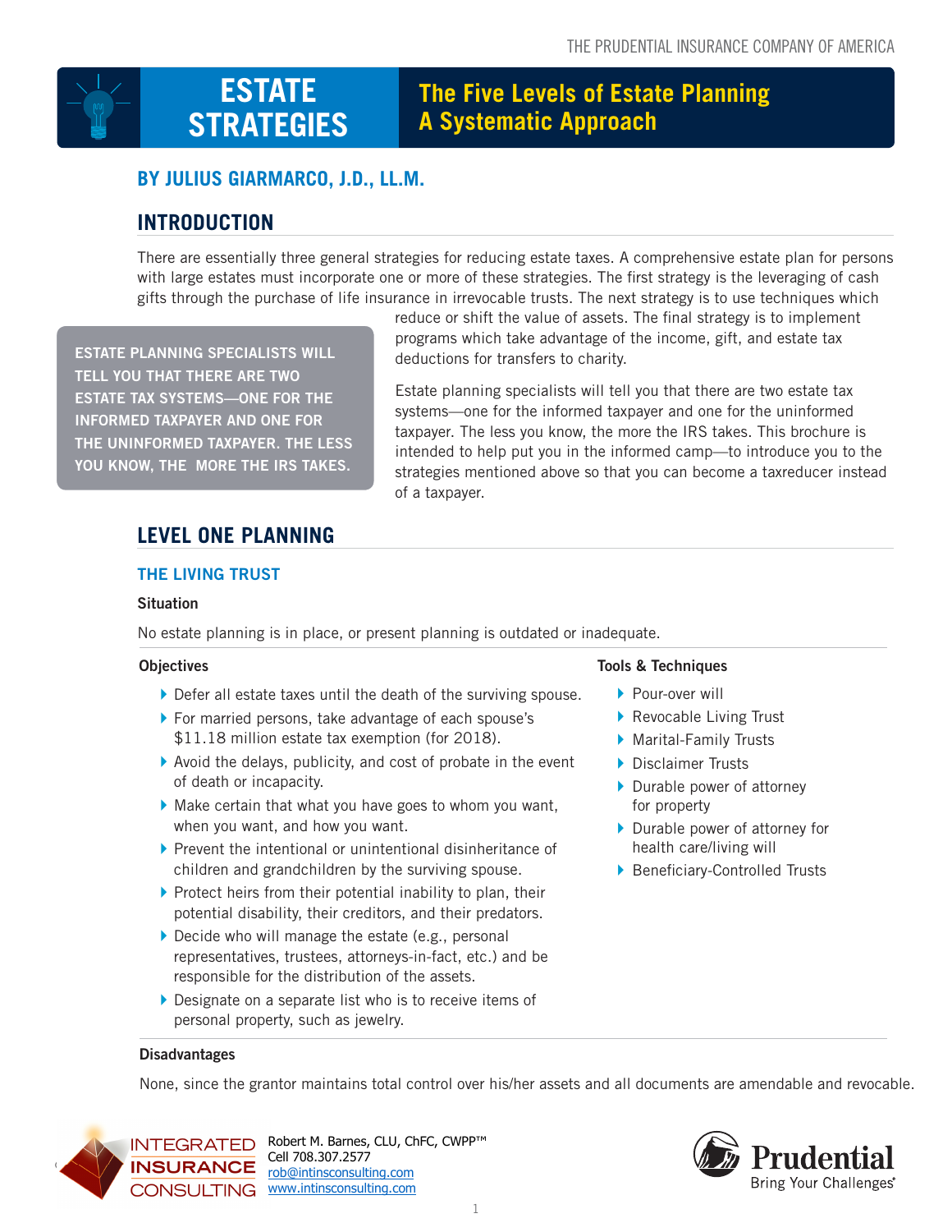THE PRUDENTIAL INSURANCE COMPANY OF AMERICA

# ESTATE STRATEGIES

# The Five Levels of Estate Planning A Systematic Approach

### BY JULIUS GIARMARCO, J.D., LL.M.

## INTRODUCTION

There are essentially three general strategies for reducing estate taxes. A comprehensive estate plan for persons with large estates must incorporate one or more of these strategies. The first strategy is the leveraging of cash gifts through the purchase of life insurance in irrevocable trusts. The next strategy is to use techniques which reduce or shift the value of assets. The final strategy is to implement programs which take advantage of the income, gift, and estate tax deductions for transfers to charity.

> ESTATE PLANNING SPECIALISTS WILL TELL YOU THAT THERE ARE TWO ESTATE TAX SYSTEMS—ONE FOR THE INFORMED TAXPAYER AND ONE FOR THE UNINFORMED TAXPAYER. THE LESS YOU KNOW, THE MORE THE IRS TAKES.

Estate planning specialists will tell you that there are two estate tax systems—one for the informed taxpayer and one for the uninformed taxpayer. The less you know, the more the IRS takes. This brochure is intended to help put you in the informed camp—to introduce you to the strategies mentioned above so that you can become a taxreducer instead of a taxpayer.

## LEVEL ONE PLANNING

### THE LIVING TRUST

**Situation**

No estate planning is in place, or present planning is outdated or inadequate.

**Objectives**

- Defer all estate taxes until the death of the surviving spouse.
- For married persons, take advantage of each spouse's $11.18 million estate tax exemption (for 2018).
- Avoid the delays, publicity, and cost of probate in the event of death or incapacity.
- Make certain that what you have goes to whom you want, when you want, and how you want.
- Prevent the intentional or unintentional disinheritance of children and grandchildren by the surviving spouse.
- Protect heirs from their potential inability to plan, their potential disability, their creditors, and their predators.
- Decide who will manage the estate (e.g., personal representatives, trustees, attorneys-in-fact, etc.) and be responsible for the distribution of the assets.
- Designate on a separate list who is to receive items of personal property, such as jewelry.

**Tools & Techniques**

- Pour-over will
- Revocable Living Trust
- Marital-Family Trusts
- Disclaimer Trusts
- Durable power of attorney for property
- Durable power of attorney for health care/living will
- Beneficiary-Controlled Trusts

**Disadvantages**

None, since the grantor maintains total control over his/her assets and all documents are amendable and revocable.

INTEGRATED INSURANCE CONSULTING

Robert M. Barnes, CLU, ChFC, CWPP™
Cell 708.307.2577
rob@intinsconsulting.com
www.intinsconsulting.com

Prudential
Bring Your Challenges®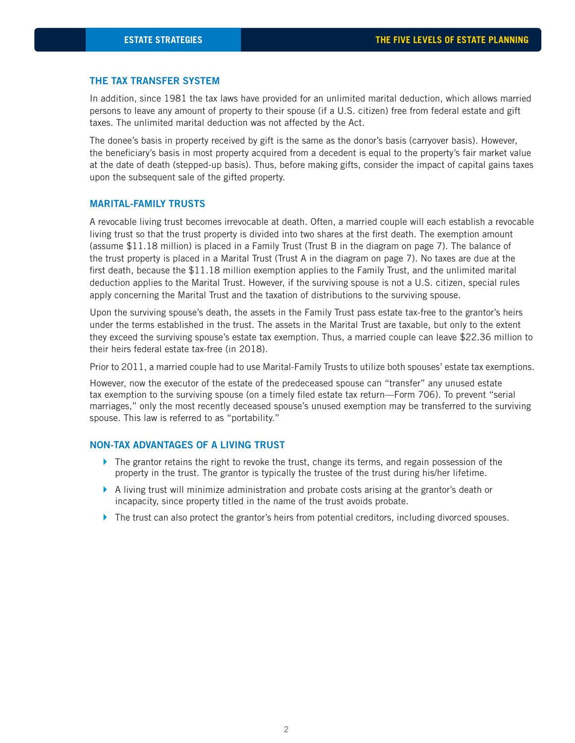## THE TAX TRANSFER SYSTEM

In addition, since 1981 the tax laws have provided for an unlimited marital deduction, which allows married persons to leave any amount of property to their spouse (if a U.S. citizen) free from federal estate and gift taxes. The unlimited marital deduction was not affected by the Act.

The donee's basis in property received by gift is the same as the donor's basis (carryover basis). However, the beneficiary's basis in most property acquired from a decedent is equal to the property's fair market value at the date of death (stepped-up basis). Thus, before making gifts, consider the impact of capital gains taxes upon the subsequent sale of the gifted property.

## MARITAL-FAMILY TRUSTS

A revocable living trust becomes irrevocable at death. Often, a married couple will each establish a revocable living trust so that the trust property is divided into two shares at the first death. The exemption amount (assume $11.18 million) is placed in a Family Trust (Trust B in the diagram on page 7). The balance of the trust property is placed in a Marital Trust (Trust A in the diagram on page 7). No taxes are due at the first death, because the $11.18 million exemption applies to the Family Trust, and the unlimited marital deduction applies to the Marital Trust. However, if the surviving spouse is not a U.S. citizen, special rules apply concerning the Marital Trust and the taxation of distributions to the surviving spouse.

Upon the surviving spouse's death, the assets in the Family Trust pass estate tax-free to the grantor's heirs under the terms established in the trust. The assets in the Marital Trust are taxable, but only to the extent they exceed the surviving spouse's estate tax exemption. Thus, a married couple can leave $22.36 million to their heirs federal estate tax-free (in 2018).

Prior to 2011, a married couple had to use Marital-Family Trusts to utilize both spouses' estate tax exemptions.

However, now the executor of the estate of the predeceased spouse can "transfer" any unused estate tax exemption to the surviving spouse (on a timely filed estate tax return—Form 706). To prevent "serial marriages," only the most recently deceased spouse's unused exemption may be transferred to the surviving spouse. This law is referred to as "portability."

## NON-TAX ADVANTAGES OF A LIVING TRUST

- The grantor retains the right to revoke the trust, change its terms, and regain possession of the property in the trust. The grantor is typically the trustee of the trust during his/her lifetime.
- A living trust will minimize administration and probate costs arising at the grantor's death or incapacity, since property titled in the name of the trust avoids probate.
- The trust can also protect the grantor's heirs from potential creditors, including divorced spouses.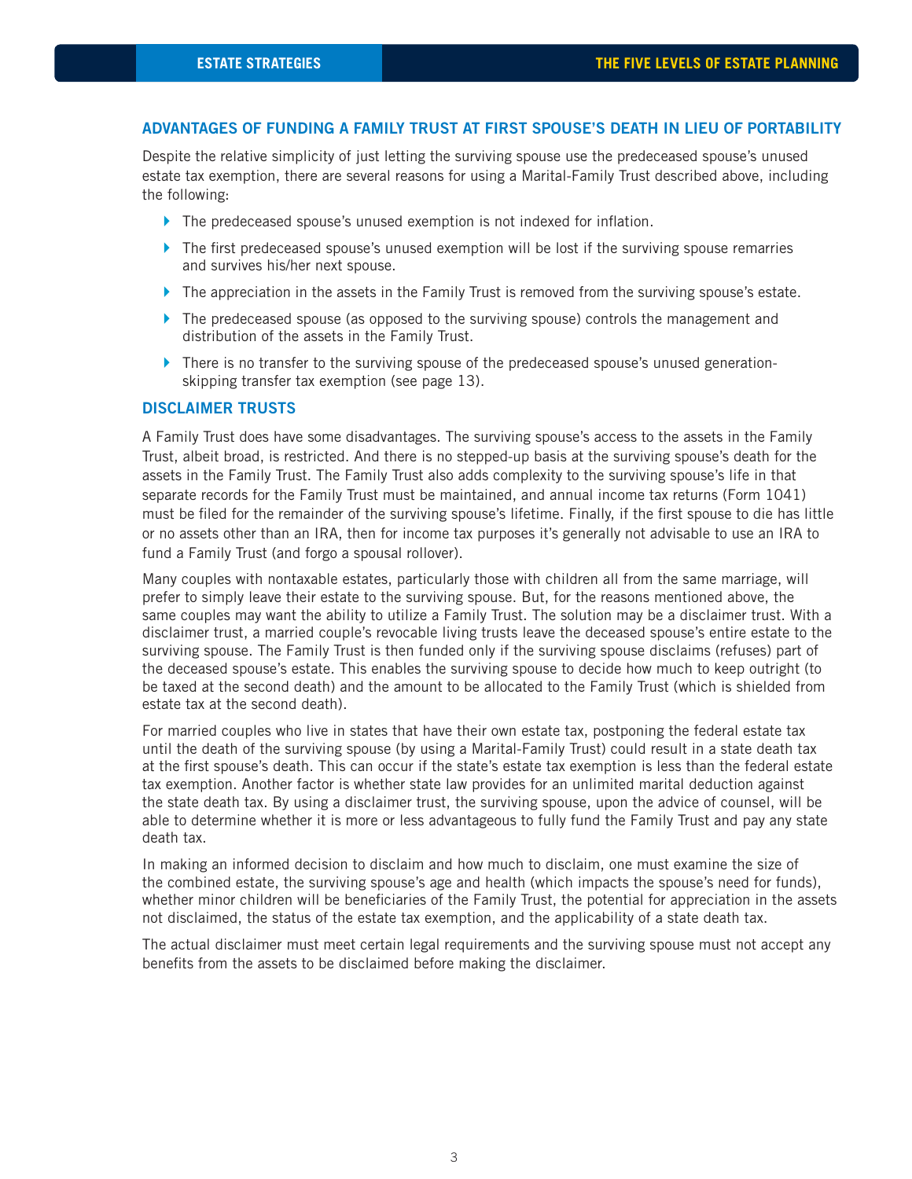## ADVANTAGES OF FUNDING A FAMILY TRUST AT FIRST SPOUSE'S DEATH IN LIEU OF PORTABILITY

Despite the relative simplicity of just letting the surviving spouse use the predeceased spouse's unused estate tax exemption, there are several reasons for using a Marital-Family Trust described above, including the following:

- The predeceased spouse's unused exemption is not indexed for inflation.
- The first predeceased spouse's unused exemption will be lost if the surviving spouse remarries and survives his/her next spouse.
- The appreciation in the assets in the Family Trust is removed from the surviving spouse's estate.
- The predeceased spouse (as opposed to the surviving spouse) controls the management and distribution of the assets in the Family Trust.
- There is no transfer to the surviving spouse of the predeceased spouse's unused generation-skipping transfer tax exemption (see page 13).

## DISCLAIMER TRUSTS

A Family Trust does have some disadvantages. The surviving spouse's access to the assets in the Family Trust, albeit broad, is restricted. And there is no stepped-up basis at the surviving spouse's death for the assets in the Family Trust. The Family Trust also adds complexity to the surviving spouse's life in that separate records for the Family Trust must be maintained, and annual income tax returns (Form 1041) must be filed for the remainder of the surviving spouse's lifetime. Finally, if the first spouse to die has little or no assets other than an IRA, then for income tax purposes it's generally not advisable to use an IRA to fund a Family Trust (and forgo a spousal rollover).

Many couples with nontaxable estates, particularly those with children all from the same marriage, will prefer to simply leave their estate to the surviving spouse. But, for the reasons mentioned above, the same couples may want the ability to utilize a Family Trust. The solution may be a disclaimer trust. With a disclaimer trust, a married couple's revocable living trusts leave the deceased spouse's entire estate to the surviving spouse. The Family Trust is then funded only if the surviving spouse disclaims (refuses) part of the deceased spouse's estate. This enables the surviving spouse to decide how much to keep outright (to be taxed at the second death) and the amount to be allocated to the Family Trust (which is shielded from estate tax at the second death).

For married couples who live in states that have their own estate tax, postponing the federal estate tax until the death of the surviving spouse (by using a Marital-Family Trust) could result in a state death tax at the first spouse's death. This can occur if the state's estate tax exemption is less than the federal estate tax exemption. Another factor is whether state law provides for an unlimited marital deduction against the state death tax. By using a disclaimer trust, the surviving spouse, upon the advice of counsel, will be able to determine whether it is more or less advantageous to fully fund the Family Trust and pay any state death tax.

In making an informed decision to disclaim and how much to disclaim, one must examine the size of the combined estate, the surviving spouse's age and health (which impacts the spouse's need for funds), whether minor children will be beneficiaries of the Family Trust, the potential for appreciation in the assets not disclaimed, the status of the estate tax exemption, and the applicability of a state death tax.

The actual disclaimer must meet certain legal requirements and the surviving spouse must not accept any benefits from the assets to be disclaimed before making the disclaimer.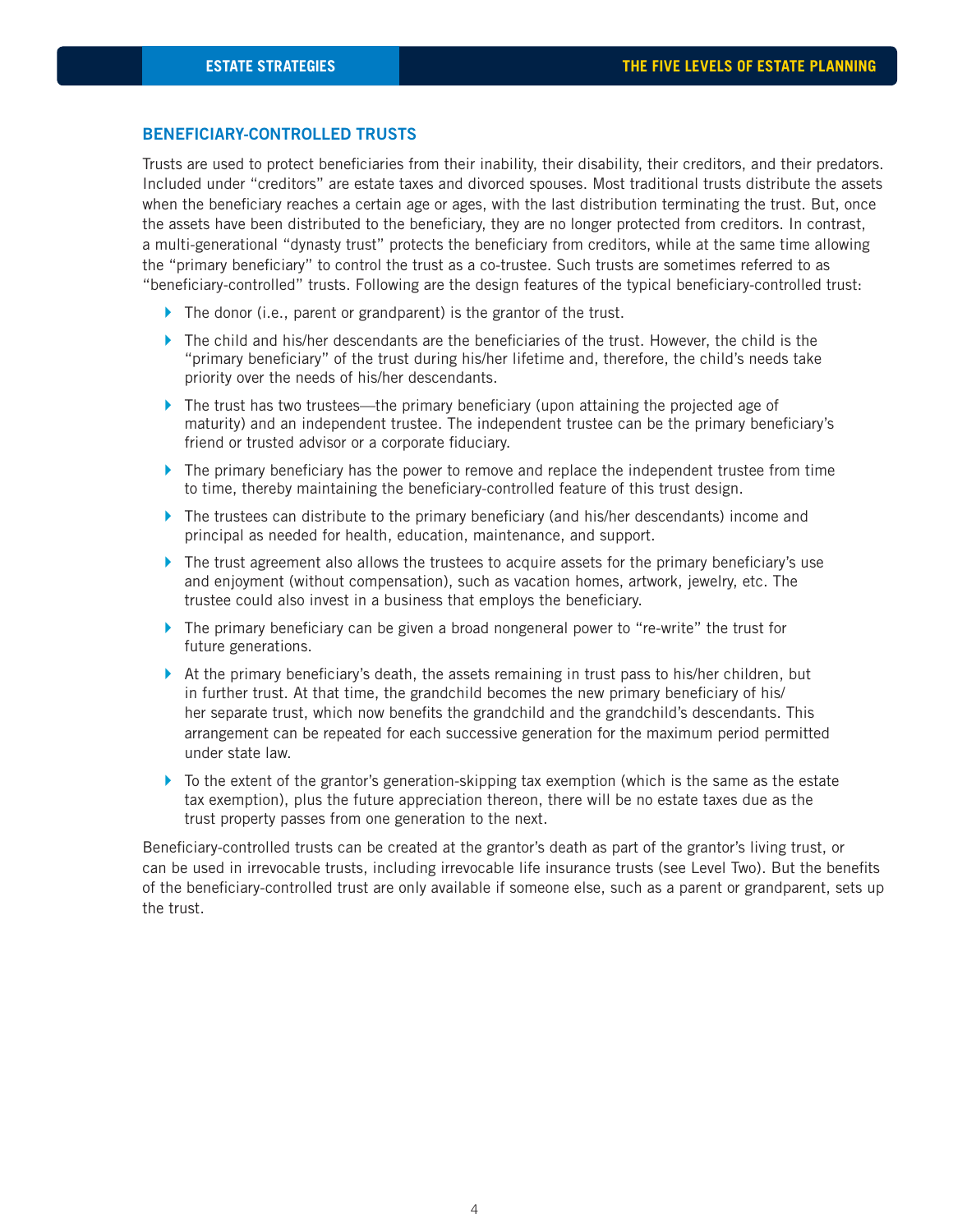## BENEFICIARY-CONTROLLED TRUSTS

Trusts are used to protect beneficiaries from their inability, their disability, their creditors, and their predators. Included under "creditors" are estate taxes and divorced spouses. Most traditional trusts distribute the assets when the beneficiary reaches a certain age or ages, with the last distribution terminating the trust. But, once the assets have been distributed to the beneficiary, they are no longer protected from creditors. In contrast, a multi-generational "dynasty trust" protects the beneficiary from creditors, while at the same time allowing the "primary beneficiary" to control the trust as a co-trustee. Such trusts are sometimes referred to as "beneficiary-controlled" trusts. Following are the design features of the typical beneficiary-controlled trust:

- The donor (i.e., parent or grandparent) is the grantor of the trust.
- The child and his/her descendants are the beneficiaries of the trust. However, the child is the "primary beneficiary" of the trust during his/her lifetime and, therefore, the child's needs take priority over the needs of his/her descendants.
- The trust has two trustees—the primary beneficiary (upon attaining the projected age of maturity) and an independent trustee. The independent trustee can be the primary beneficiary's friend or trusted advisor or a corporate fiduciary.
- The primary beneficiary has the power to remove and replace the independent trustee from time to time, thereby maintaining the beneficiary-controlled feature of this trust design.
- The trustees can distribute to the primary beneficiary (and his/her descendants) income and principal as needed for health, education, maintenance, and support.
- The trust agreement also allows the trustees to acquire assets for the primary beneficiary's use and enjoyment (without compensation), such as vacation homes, artwork, jewelry, etc. The trustee could also invest in a business that employs the beneficiary.
- The primary beneficiary can be given a broad nongeneral power to "re-write" the trust for future generations.
- At the primary beneficiary's death, the assets remaining in trust pass to his/her children, but in further trust. At that time, the grandchild becomes the new primary beneficiary of his/her separate trust, which now benefits the grandchild and the grandchild's descendants. This arrangement can be repeated for each successive generation for the maximum period permitted under state law.
- To the extent of the grantor's generation-skipping tax exemption (which is the same as the estate tax exemption), plus the future appreciation thereon, there will be no estate taxes due as the trust property passes from one generation to the next.

Beneficiary-controlled trusts can be created at the grantor's death as part of the grantor's living trust, or can be used in irrevocable trusts, including irrevocable life insurance trusts (see Level Two). But the benefits of the beneficiary-controlled trust are only available if someone else, such as a parent or grandparent, sets up the trust.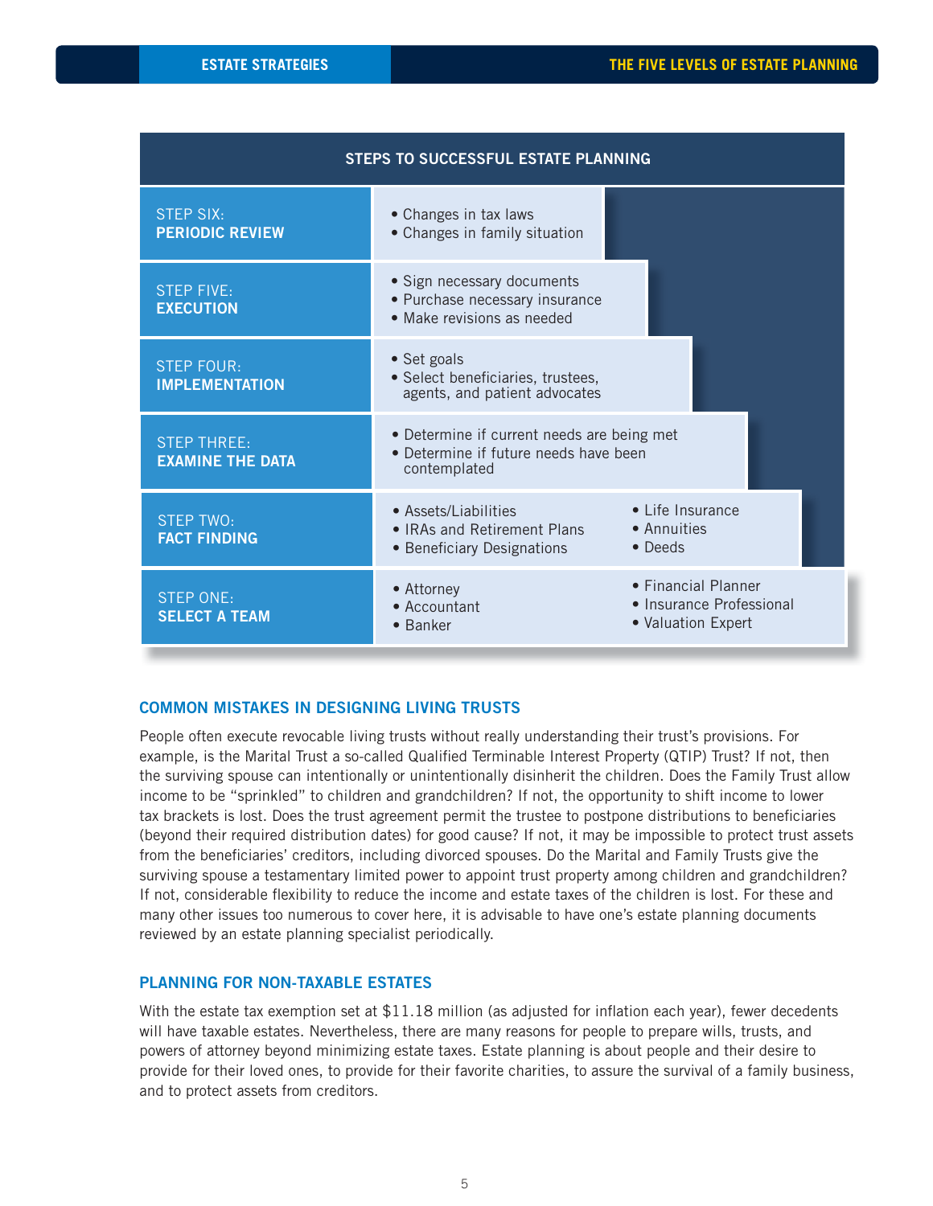## STEPS TO SUCCESSFUL ESTATE PLANNING

| Step | Details |
|---|---|
| STEP SIX: **PERIODIC REVIEW** | • Changes in tax laws<br>• Changes in family situation |
| STEP FIVE: **EXECUTION** | • Sign necessary documents<br>• Purchase necessary insurance<br>• Make revisions as needed |
| STEP FOUR: **IMPLEMENTATION** | • Set goals<br>• Select beneficiaries, trustees, agents, and patient advocates |
| STEP THREE: **EXAMINE THE DATA** | • Determine if current needs are being met<br>• Determine if future needs have been contemplated |
| STEP TWO: **FACT FINDING** | • Assets/Liabilities<br>• IRAs and Retirement Plans<br>• Beneficiary Designations<br>• Life Insurance<br>• Annuities<br>• Deeds |
| STEP ONE: **SELECT A TEAM** | • Attorney<br>• Accountant<br>• Banker<br>• Financial Planner<br>• Insurance Professional<br>• Valuation Expert |

## COMMON MISTAKES IN DESIGNING LIVING TRUSTS

People often execute revocable living trusts without really understanding their trust's provisions. For example, is the Marital Trust a so-called Qualified Terminable Interest Property (QTIP) Trust? If not, then the surviving spouse can intentionally or unintentionally disinherit the children. Does the Family Trust allow income to be "sprinkled" to children and grandchildren? If not, the opportunity to shift income to lower tax brackets is lost. Does the trust agreement permit the trustee to postpone distributions to beneficiaries (beyond their required distribution dates) for good cause? If not, it may be impossible to protect trust assets from the beneficiaries' creditors, including divorced spouses. Do the Marital and Family Trusts give the surviving spouse a testamentary limited power to appoint trust property among children and grandchildren? If not, considerable flexibility to reduce the income and estate taxes of the children is lost. For these and many other issues too numerous to cover here, it is advisable to have one's estate planning documents reviewed by an estate planning specialist periodically.

## PLANNING FOR NON-TAXABLE ESTATES

With the estate tax exemption set at $11.18 million (as adjusted for inflation each year), fewer decedents will have taxable estates. Nevertheless, there are many reasons for people to prepare wills, trusts, and powers of attorney beyond minimizing estate taxes. Estate planning is about people and their desire to provide for their loved ones, to provide for their favorite charities, to assure the survival of a family business, and to protect assets from creditors.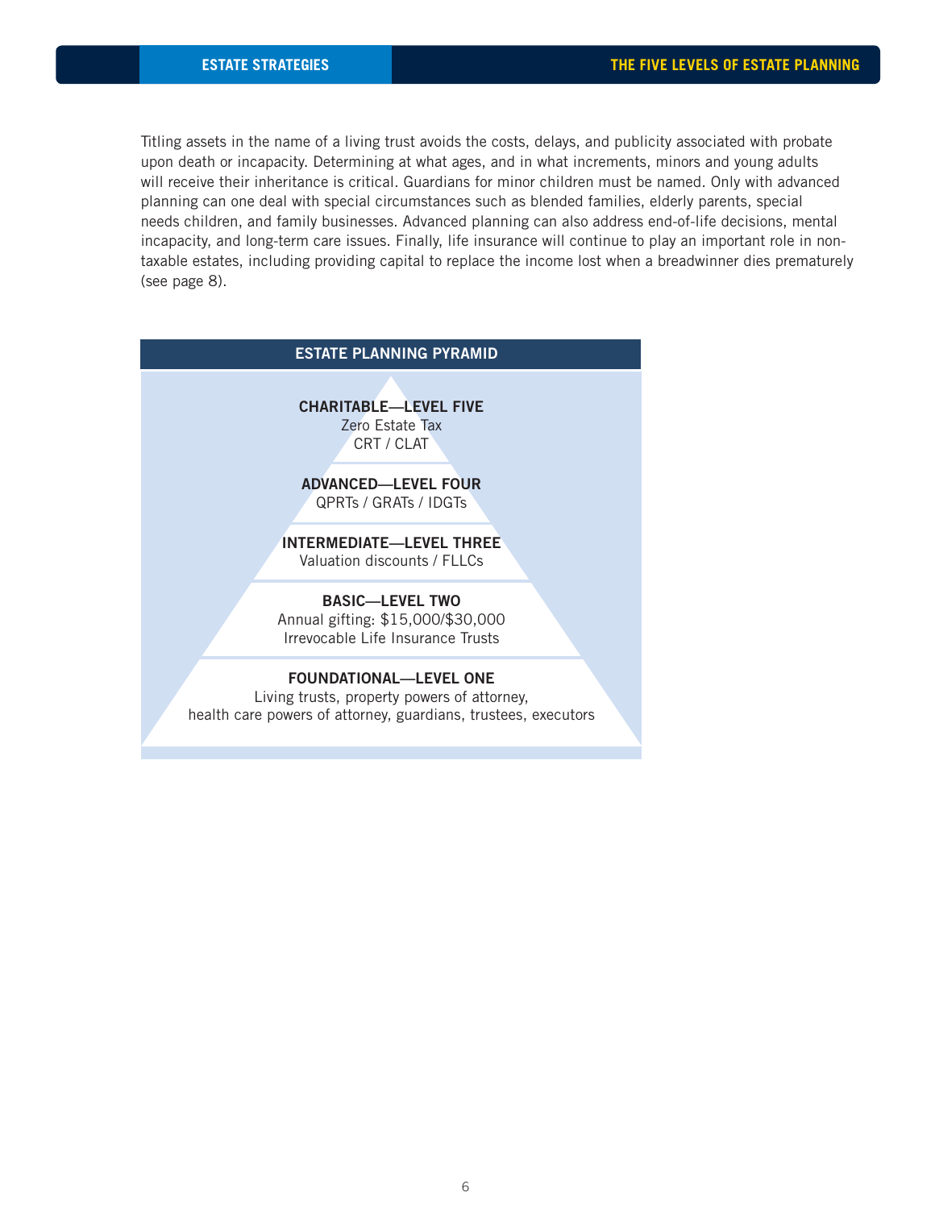Titling assets in the name of a living trust avoids the costs, delays, and publicity associated with probate upon death or incapacity. Determining at what ages, and in what increments, minors and young adults will receive their inheritance is critical. Guardians for minor children must be named. Only with advanced planning can one deal with special circumstances such as blended families, elderly parents, special needs children, and family businesses. Advanced planning can also address end-of-life decisions, mental incapacity, and long-term care issues. Finally, life insurance will continue to play an important role in non-taxable estates, including providing capital to replace the income lost when a breadwinner dies prematurely (see page 8).

### ESTATE PLANNING PYRAMID

**CHARITABLE—LEVEL FIVE**
Zero Estate Tax
CRT / CLAT

**ADVANCED—LEVEL FOUR**
QPRTs / GRATs / IDGTs

**INTERMEDIATE—LEVEL THREE**
Valuation discounts / FLLCs

**BASIC—LEVEL TWO**
Annual gifting: $15,000/$30,000
Irrevocable Life Insurance Trusts

**FOUNDATIONAL—LEVEL ONE**
Living trusts, property powers of attorney,
health care powers of attorney, guardians, trustees, executors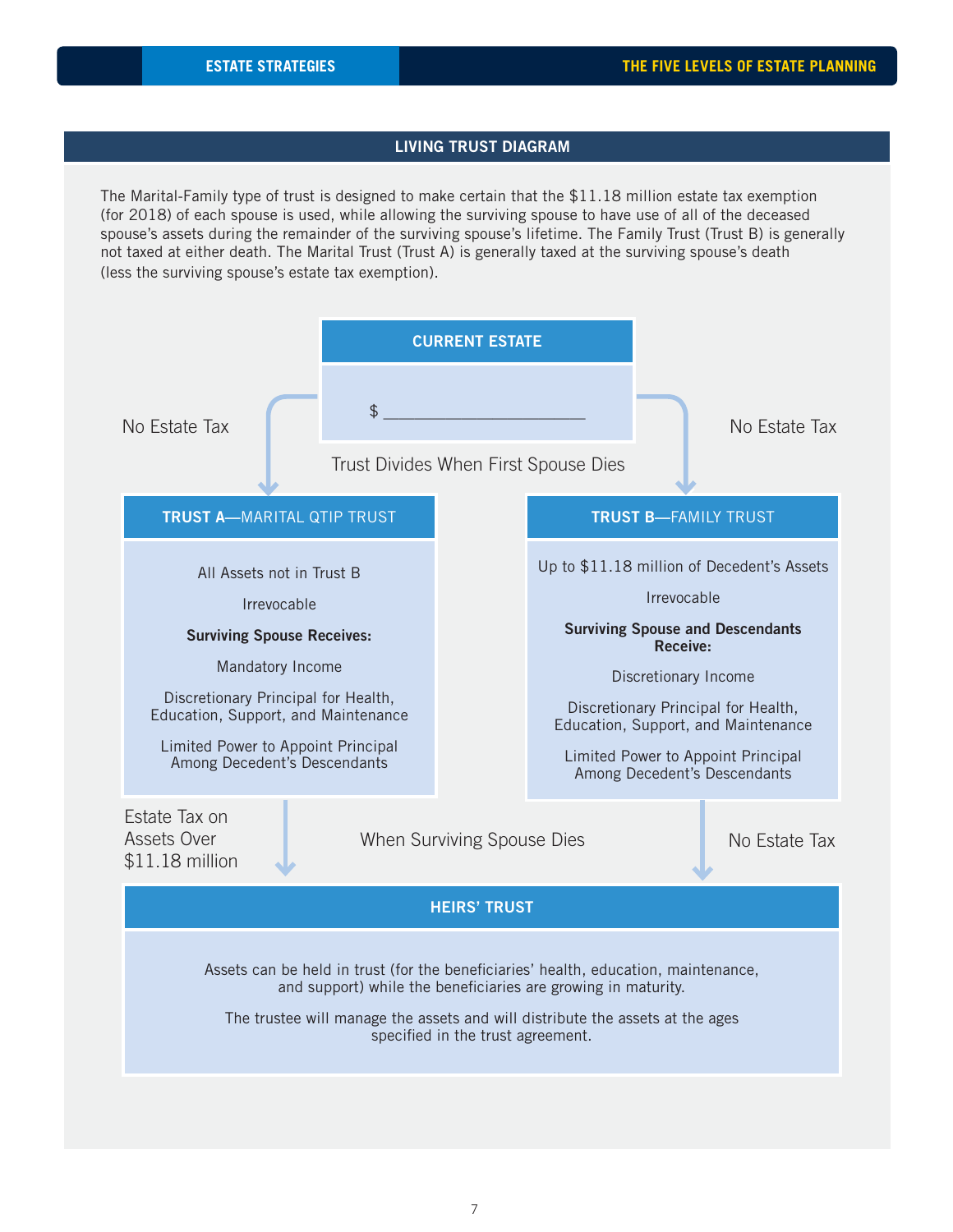## LIVING TRUST DIAGRAM

The Marital-Family type of trust is designed to make certain that the $11.18 million estate tax exemption (for 2018) of each spouse is used, while allowing the surviving spouse to have use of all of the deceased spouse's assets during the remainder of the surviving spouse's lifetime. The Family Trust (Trust B) is generally not taxed at either death. The Marital Trust (Trust A) is generally taxed at the surviving spouse's death (less the surviving spouse's estate tax exemption).

### CURRENT ESTATE

$ ______________________

No Estate Tax | Trust Divides When First Spouse Dies | No Estate Tax

### TRUST A—MARITAL QTIP TRUST

All Assets not in Trust B

Irrevocable

**Surviving Spouse Receives:**

Mandatory Income

Discretionary Principal for Health, Education, Support, and Maintenance

Limited Power to Appoint Principal Among Decedent's Descendants

### TRUST B—FAMILY TRUST

Up to $11.18 million of Decedent's Assets

Irrevocable

**Surviving Spouse and Descendants Receive:**

Discretionary Income

Discretionary Principal for Health, Education, Support, and Maintenance

Limited Power to Appoint Principal Among Decedent's Descendants

Estate Tax on Assets Over $11.18 million | When Surviving Spouse Dies | No Estate Tax

### HEIRS' TRUST

Assets can be held in trust (for the beneficiaries' health, education, maintenance, and support) while the beneficiaries are growing in maturity.

The trustee will manage the assets and will distribute the assets at the ages specified in the trust agreement.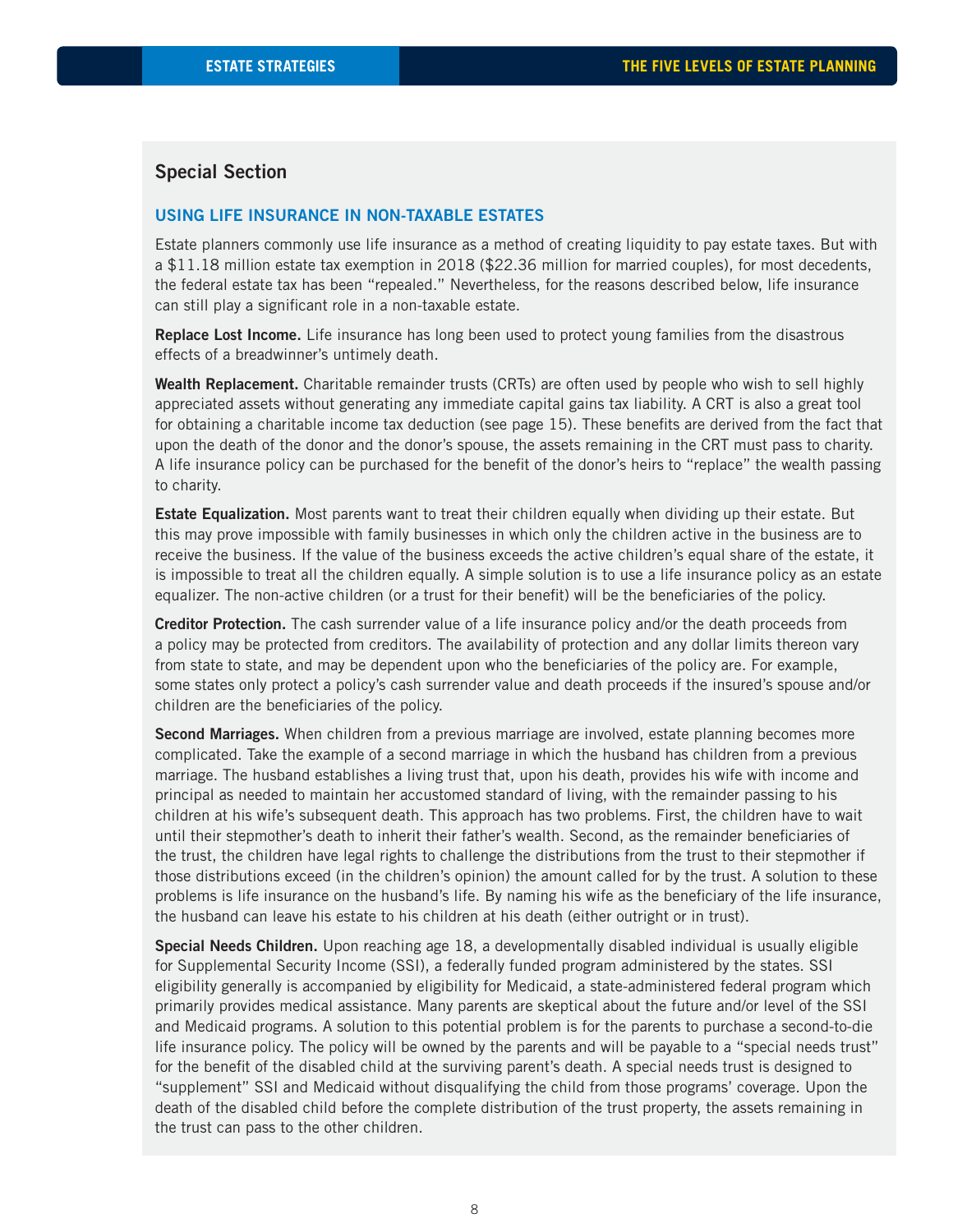## Special Section

### USING LIFE INSURANCE IN NON-TAXABLE ESTATES

Estate planners commonly use life insurance as a method of creating liquidity to pay estate taxes. But with a $11.18 million estate tax exemption in 2018 ($22.36 million for married couples), for most decedents, the federal estate tax has been "repealed." Nevertheless, for the reasons described below, life insurance can still play a significant role in a non-taxable estate.

**Replace Lost Income.** Life insurance has long been used to protect young families from the disastrous effects of a breadwinner's untimely death.

**Wealth Replacement.** Charitable remainder trusts (CRTs) are often used by people who wish to sell highly appreciated assets without generating any immediate capital gains tax liability. A CRT is also a great tool for obtaining a charitable income tax deduction (see page 15). These benefits are derived from the fact that upon the death of the donor and the donor's spouse, the assets remaining in the CRT must pass to charity. A life insurance policy can be purchased for the benefit of the donor's heirs to "replace" the wealth passing to charity.

**Estate Equalization.** Most parents want to treat their children equally when dividing up their estate. But this may prove impossible with family businesses in which only the children active in the business are to receive the business. If the value of the business exceeds the active children's equal share of the estate, it is impossible to treat all the children equally. A simple solution is to use a life insurance policy as an estate equalizer. The non-active children (or a trust for their benefit) will be the beneficiaries of the policy.

**Creditor Protection.** The cash surrender value of a life insurance policy and/or the death proceeds from a policy may be protected from creditors. The availability of protection and any dollar limits thereon vary from state to state, and may be dependent upon who the beneficiaries of the policy are. For example, some states only protect a policy's cash surrender value and death proceeds if the insured's spouse and/or children are the beneficiaries of the policy.

**Second Marriages.** When children from a previous marriage are involved, estate planning becomes more complicated. Take the example of a second marriage in which the husband has children from a previous marriage. The husband establishes a living trust that, upon his death, provides his wife with income and principal as needed to maintain her accustomed standard of living, with the remainder passing to his children at his wife's subsequent death. This approach has two problems. First, the children have to wait until their stepmother's death to inherit their father's wealth. Second, as the remainder beneficiaries of the trust, the children have legal rights to challenge the distributions from the trust to their stepmother if those distributions exceed (in the children's opinion) the amount called for by the trust. A solution to these problems is life insurance on the husband's life. By naming his wife as the beneficiary of the life insurance, the husband can leave his estate to his children at his death (either outright or in trust).

**Special Needs Children.** Upon reaching age 18, a developmentally disabled individual is usually eligible for Supplemental Security Income (SSI), a federally funded program administered by the states. SSI eligibility generally is accompanied by eligibility for Medicaid, a state-administered federal program which primarily provides medical assistance. Many parents are skeptical about the future and/or level of the SSI and Medicaid programs. A solution to this potential problem is for the parents to purchase a second-to-die life insurance policy. The policy will be owned by the parents and will be payable to a "special needs trust" for the benefit of the disabled child at the surviving parent's death. A special needs trust is designed to "supplement" SSI and Medicaid without disqualifying the child from those programs' coverage. Upon the death of the disabled child before the complete distribution of the trust property, the assets remaining in the trust can pass to the other children.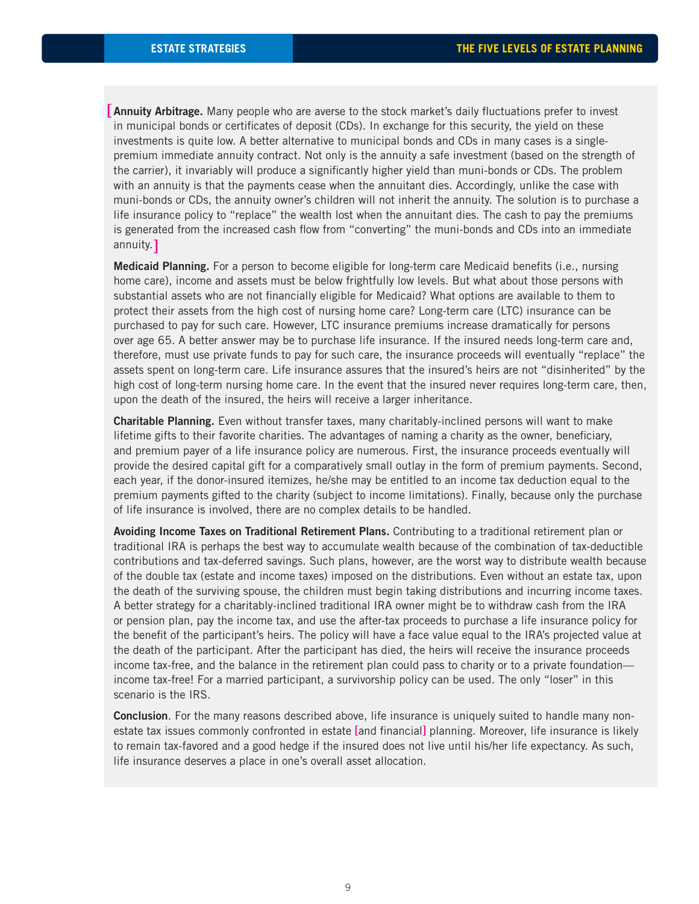[**Annuity Arbitrage.** Many people who are averse to the stock market's daily fluctuations prefer to invest in municipal bonds or certificates of deposit (CDs). In exchange for this security, the yield on these investments is quite low. A better alternative to municipal bonds and CDs in many cases is a single-premium immediate annuity contract. Not only is the annuity a safe investment (based on the strength of the carrier), it invariably will produce a significantly higher yield than muni-bonds or CDs. The problem with an annuity is that the payments cease when the annuitant dies. Accordingly, unlike the case with muni-bonds or CDs, the annuity owner's children will not inherit the annuity. The solution is to purchase a life insurance policy to "replace" the wealth lost when the annuitant dies. The cash to pay the premiums is generated from the increased cash flow from "converting" the muni-bonds and CDs into an immediate annuity.]

**Medicaid Planning.** For a person to become eligible for long-term care Medicaid benefits (i.e., nursing home care), income and assets must be below frightfully low levels. But what about those persons with substantial assets who are not financially eligible for Medicaid? What options are available to them to protect their assets from the high cost of nursing home care? Long-term care (LTC) insurance can be purchased to pay for such care. However, LTC insurance premiums increase dramatically for persons over age 65. A better answer may be to purchase life insurance. If the insured needs long-term care and, therefore, must use private funds to pay for such care, the insurance proceeds will eventually "replace" the assets spent on long-term care. Life insurance assures that the insured's heirs are not "disinherited" by the high cost of long-term nursing home care. In the event that the insured never requires long-term care, then, upon the death of the insured, the heirs will receive a larger inheritance.

**Charitable Planning.** Even without transfer taxes, many charitably-inclined persons will want to make lifetime gifts to their favorite charities. The advantages of naming a charity as the owner, beneficiary, and premium payer of a life insurance policy are numerous. First, the insurance proceeds eventually will provide the desired capital gift for a comparatively small outlay in the form of premium payments. Second, each year, if the donor-insured itemizes, he/she may be entitled to an income tax deduction equal to the premium payments gifted to the charity (subject to income limitations). Finally, because only the purchase of life insurance is involved, there are no complex details to be handled.

**Avoiding Income Taxes on Traditional Retirement Plans.** Contributing to a traditional retirement plan or traditional IRA is perhaps the best way to accumulate wealth because of the combination of tax-deductible contributions and tax-deferred savings. Such plans, however, are the worst way to distribute wealth because of the double tax (estate and income taxes) imposed on the distributions. Even without an estate tax, upon the death of the surviving spouse, the children must begin taking distributions and incurring income taxes. A better strategy for a charitably-inclined traditional IRA owner might be to withdraw cash from the IRA or pension plan, pay the income tax, and use the after-tax proceeds to purchase a life insurance policy for the benefit of the participant's heirs. The policy will have a face value equal to the IRA's projected value at the death of the participant. After the participant has died, the heirs will receive the insurance proceeds income tax-free, and the balance in the retirement plan could pass to charity or to a private foundation—income tax-free! For a married participant, a survivorship policy can be used. The only "loser" in this scenario is the IRS.

**Conclusion**. For the many reasons described above, life insurance is uniquely suited to handle many non-estate tax issues commonly confronted in estate [and financial] planning. Moreover, life insurance is likely to remain tax-favored and a good hedge if the insured does not live until his/her life expectancy. As such, life insurance deserves a place in one's overall asset allocation.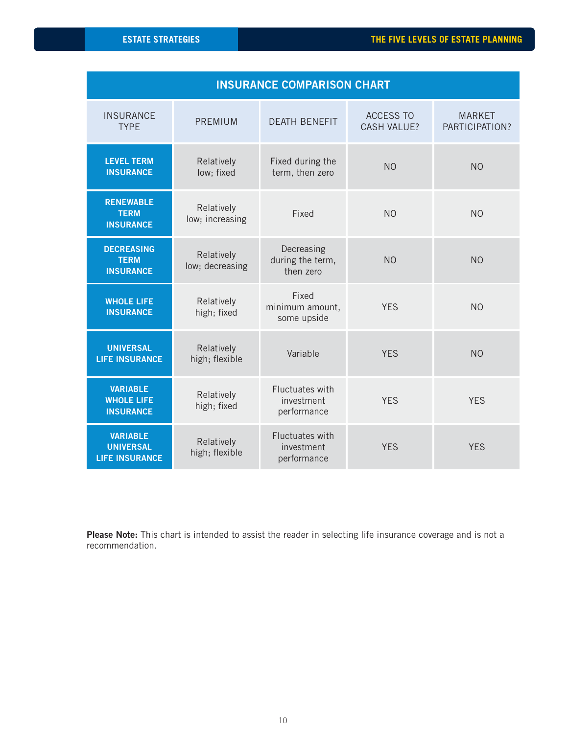## INSURANCE COMPARISON CHART

| INSURANCE TYPE | PREMIUM | DEATH BENEFIT | ACCESS TO CASH VALUE? | MARKET PARTICIPATION? |
|---|---|---|---|---|
| **LEVEL TERM INSURANCE** | Relatively low; fixed | Fixed during the term, then zero | NO | NO |
| **RENEWABLE TERM INSURANCE** | Relatively low; increasing | Fixed | NO | NO |
| **DECREASING TERM INSURANCE** | Relatively low; decreasing | Decreasing during the term, then zero | NO | NO |
| **WHOLE LIFE INSURANCE** | Relatively high; fixed | Fixed minimum amount, some upside | YES | NO |
| **UNIVERSAL LIFE INSURANCE** | Relatively high; flexible | Variable | YES | NO |
| **VARIABLE WHOLE LIFE INSURANCE** | Relatively high; fixed | Fluctuates with investment performance | YES | YES |
| **VARIABLE UNIVERSAL LIFE INSURANCE** | Relatively high; flexible | Fluctuates with investment performance | YES | YES |

**Please Note:** This chart is intended to assist the reader in selecting life insurance coverage and is not a recommendation.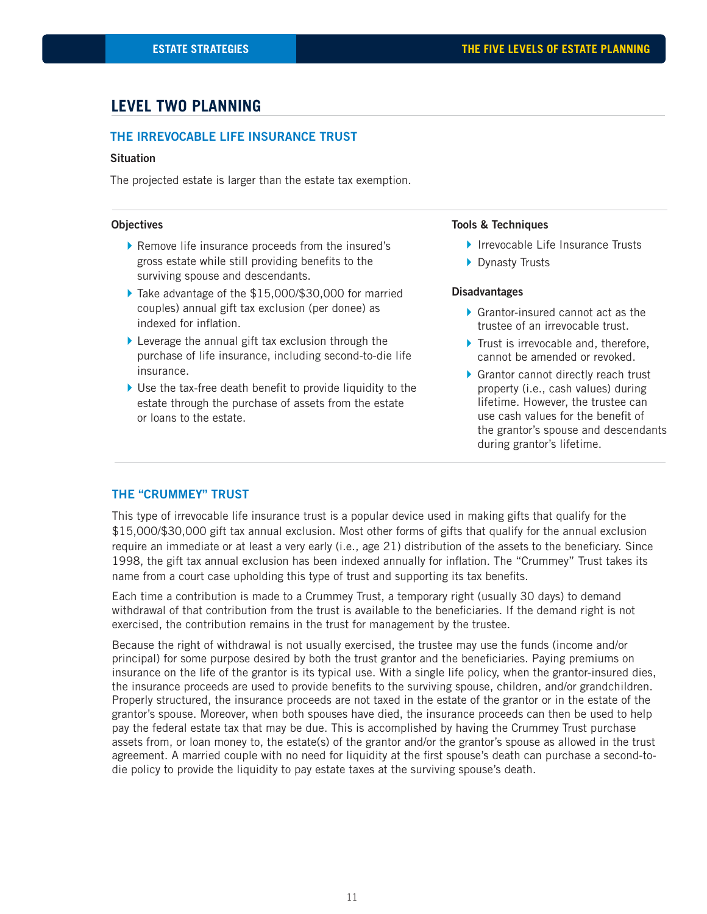## LEVEL TWO PLANNING

### THE IRREVOCABLE LIFE INSURANCE TRUST

**Situation**

The projected estate is larger than the estate tax exemption.

**Objectives**

- Remove life insurance proceeds from the insured's gross estate while still providing benefits to the surviving spouse and descendants.
- Take advantage of the $15,000/$30,000 for married couples) annual gift tax exclusion (per donee) as indexed for inflation.
- Leverage the annual gift tax exclusion through the purchase of life insurance, including second-to-die life insurance.
- Use the tax-free death benefit to provide liquidity to the estate through the purchase of assets from the estate or loans to the estate.

**Tools & Techniques**

- Irrevocable Life Insurance Trusts
- Dynasty Trusts

**Disadvantages**

- Grantor-insured cannot act as the trustee of an irrevocable trust.
- Trust is irrevocable and, therefore, cannot be amended or revoked.
- Grantor cannot directly reach trust property (i.e., cash values) during lifetime. However, the trustee can use cash values for the benefit of the grantor's spouse and descendants during grantor's lifetime.

### THE "CRUMMEY" TRUST

This type of irrevocable life insurance trust is a popular device used in making gifts that qualify for the $15,000/$30,000 gift tax annual exclusion. Most other forms of gifts that qualify for the annual exclusion require an immediate or at least a very early (i.e., age 21) distribution of the assets to the beneficiary. Since 1998, the gift tax annual exclusion has been indexed annually for inflation. The "Crummey" Trust takes its name from a court case upholding this type of trust and supporting its tax benefits.

Each time a contribution is made to a Crummey Trust, a temporary right (usually 30 days) to demand withdrawal of that contribution from the trust is available to the beneficiaries. If the demand right is not exercised, the contribution remains in the trust for management by the trustee.

Because the right of withdrawal is not usually exercised, the trustee may use the funds (income and/or principal) for some purpose desired by both the trust grantor and the beneficiaries. Paying premiums on insurance on the life of the grantor is its typical use. With a single life policy, when the grantor-insured dies, the insurance proceeds are used to provide benefits to the surviving spouse, children, and/or grandchildren. Properly structured, the insurance proceeds are not taxed in the estate of the grantor or in the estate of the grantor's spouse. Moreover, when both spouses have died, the insurance proceeds can then be used to help pay the federal estate tax that may be due. This is accomplished by having the Crummey Trust purchase assets from, or loan money to, the estate(s) of the grantor and/or the grantor's spouse as allowed in the trust agreement. A married couple with no need for liquidity at the first spouse's death can purchase a second-to-die policy to provide the liquidity to pay estate taxes at the surviving spouse's death.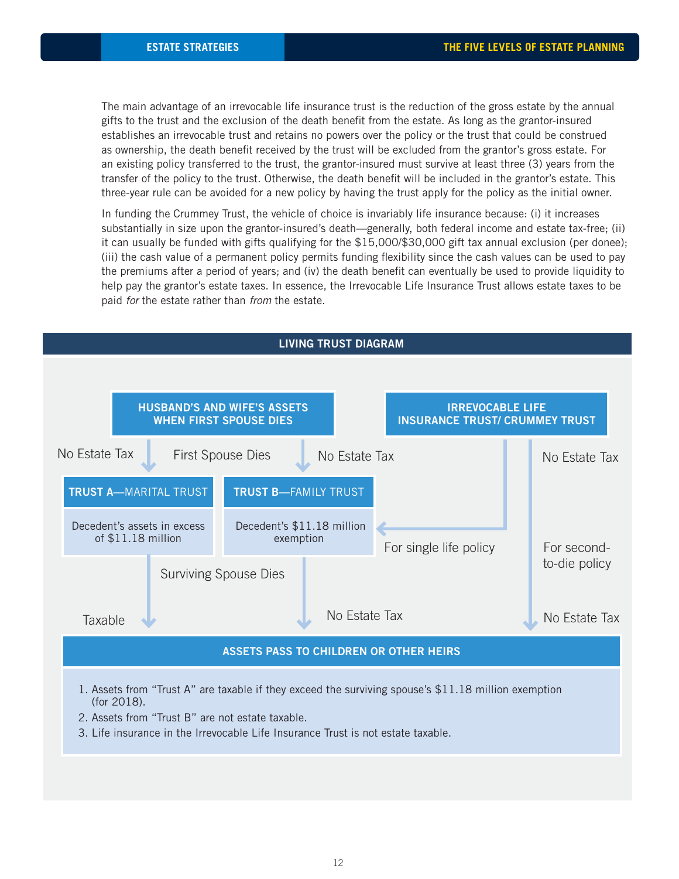The main advantage of an irrevocable life insurance trust is the reduction of the gross estate by the annual gifts to the trust and the exclusion of the death benefit from the estate. As long as the grantor-insured establishes an irrevocable trust and retains no powers over the policy or the trust that could be construed as ownership, the death benefit received by the trust will be excluded from the grantor's gross estate. For an existing policy transferred to the trust, the grantor-insured must survive at least three (3) years from the transfer of the policy to the trust. Otherwise, the death benefit will be included in the grantor's estate. This three-year rule can be avoided for a new policy by having the trust apply for the policy as the initial owner.

In funding the Crummey Trust, the vehicle of choice is invariably life insurance because: (i) it increases substantially in size upon the grantor-insured's death—generally, both federal income and estate tax-free; (ii) it can usually be funded with gifts qualifying for the $15,000/$30,000 gift tax annual exclusion (per donee); (iii) the cash value of a permanent policy permits funding flexibility since the cash values can be used to pay the premiums after a period of years; and (iv) the death benefit can eventually be used to provide liquidity to help pay the grantor's estate taxes. In essence, the Irrevocable Life Insurance Trust allows estate taxes to be paid *for* the estate rather than *from* the estate.

## LIVING TRUST DIAGRAM

**HUSBAND'S AND WIFE'S ASSETS WHEN FIRST SPOUSE DIES**

**IRREVOCABLE LIFE INSURANCE TRUST/ CRUMMEY TRUST**

First Spouse Dies

- No Estate Tax → **TRUST A—MARITAL TRUST**: Decedent's assets in excess of $11.18 million
- No Estate Tax → **TRUST B—FAMILY TRUST**: Decedent's $11.18 million exemption
- Irrevocable Life Insurance Trust → Trust B: For single life policy
- Irrevocable Life Insurance Trust: No Estate Tax — For second-to-die policy

Surviving Spouse Dies

- Trust A: Taxable
- Trust B: No Estate Tax
- Second-to-die policy: No Estate Tax

**ASSETS PASS TO CHILDREN OR OTHER HEIRS**

1. Assets from "Trust A" are taxable if they exceed the surviving spouse's $11.18 million exemption (for 2018).
2. Assets from "Trust B" are not estate taxable.
3. Life insurance in the Irrevocable Life Insurance Trust is not estate taxable.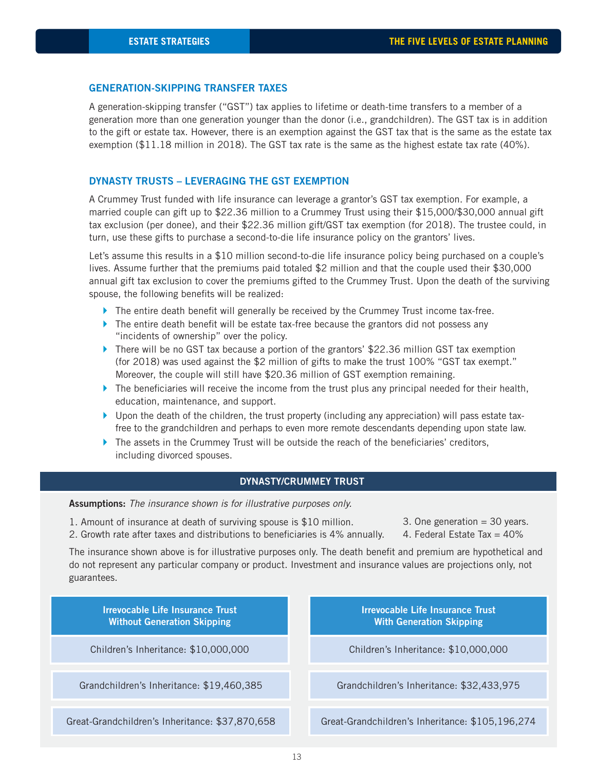## GENERATION-SKIPPING TRANSFER TAXES

A generation-skipping transfer ("GST") tax applies to lifetime or death-time transfers to a member of a generation more than one generation younger than the donor (i.e., grandchildren). The GST tax is in addition to the gift or estate tax. However, there is an exemption against the GST tax that is the same as the estate tax exemption ($11.18 million in 2018). The GST tax rate is the same as the highest estate tax rate (40%).

## DYNASTY TRUSTS – LEVERAGING THE GST EXEMPTION

A Crummey Trust funded with life insurance can leverage a grantor's GST tax exemption. For example, a married couple can gift up to $22.36 million to a Crummey Trust using their $15,000/$30,000 annual gift tax exclusion (per donee), and their $22.36 million gift/GST tax exemption (for 2018). The trustee could, in turn, use these gifts to purchase a second-to-die life insurance policy on the grantors' lives.

Let's assume this results in a $10 million second-to-die life insurance policy being purchased on a couple's lives. Assume further that the premiums paid totaled $2 million and that the couple used their $30,000 annual gift tax exclusion to cover the premiums gifted to the Crummey Trust. Upon the death of the surviving spouse, the following benefits will be realized:

- The entire death benefit will generally be received by the Crummey Trust income tax-free.
- The entire death benefit will be estate tax-free because the grantors did not possess any "incidents of ownership" over the policy.
- There will be no GST tax because a portion of the grantors' $22.36 million GST tax exemption (for 2018) was used against the $2 million of gifts to make the trust 100% "GST tax exempt." Moreover, the couple will still have $20.36 million of GST exemption remaining.
- The beneficiaries will receive the income from the trust plus any principal needed for their health, education, maintenance, and support.
- Upon the death of the children, the trust property (including any appreciation) will pass estate tax-free to the grandchildren and perhaps to even more remote descendants depending upon state law.
- The assets in the Crummey Trust will be outside the reach of the beneficiaries' creditors, including divorced spouses.

### DYNASTY/CRUMMEY TRUST

**Assumptions:** *The insurance shown is for illustrative purposes only.*

1. Amount of insurance at death of surviving spouse is $10 million.
2. Growth rate after taxes and distributions to beneficiaries is 4% annually.
3. One generation = 30 years.
4. Federal Estate Tax = 40%

The insurance shown above is for illustrative purposes only. The death benefit and premium are hypothetical and do not represent any particular company or product. Investment and insurance values are projections only, not guarantees.

| Irrevocable Life Insurance Trust Without Generation Skipping | Irrevocable Life Insurance Trust With Generation Skipping |
|---|---|
| Children's Inheritance: $10,000,000 | Children's Inheritance: $10,000,000 |
| Grandchildren's Inheritance: $19,460,385 | Grandchildren's Inheritance: $32,433,975 |
| Great-Grandchildren's Inheritance: $37,870,658 | Great-Grandchildren's Inheritance: $105,196,274 |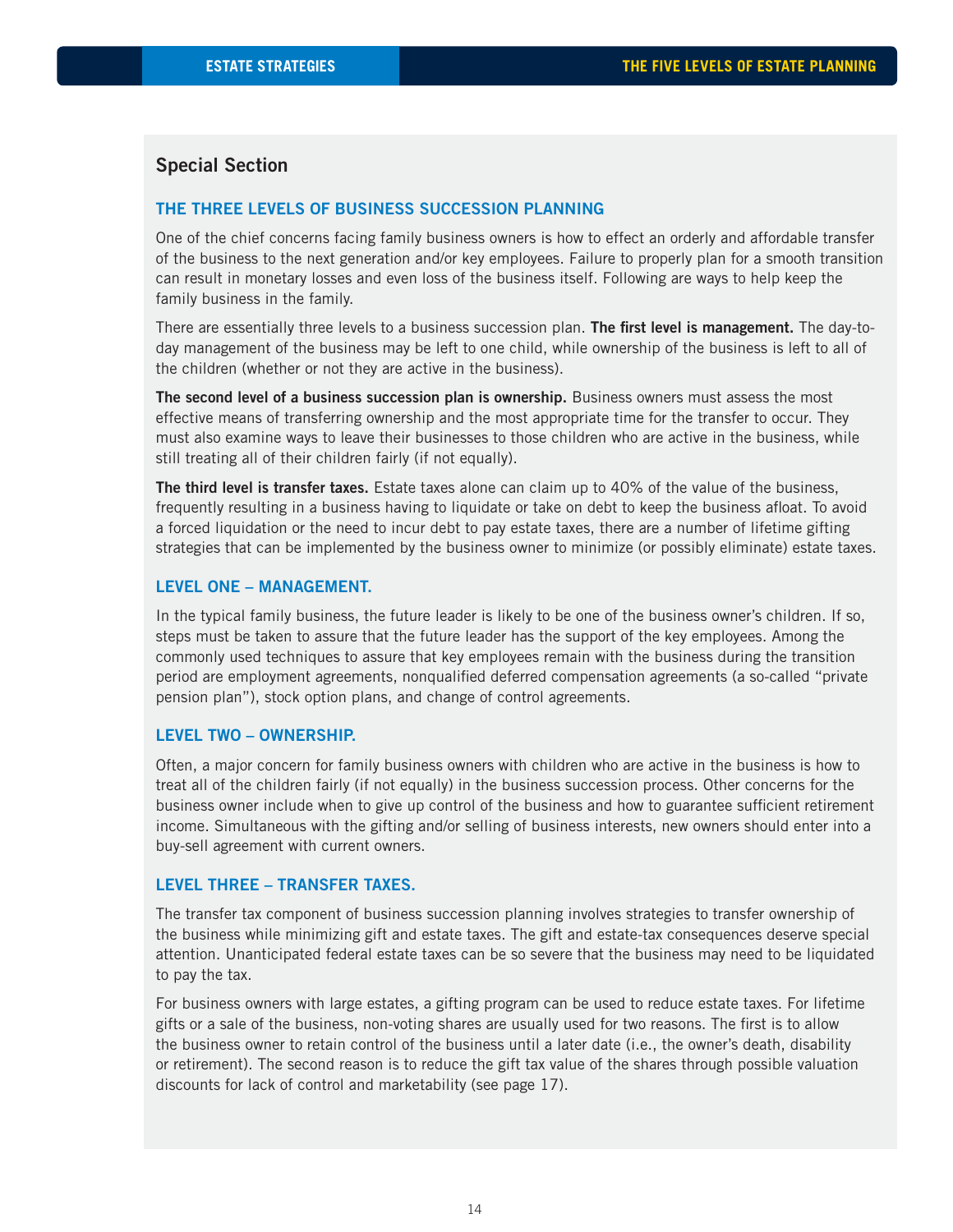## Special Section

### THE THREE LEVELS OF BUSINESS SUCCESSION PLANNING

One of the chief concerns facing family business owners is how to effect an orderly and affordable transfer of the business to the next generation and/or key employees. Failure to properly plan for a smooth transition can result in monetary losses and even loss of the business itself. Following are ways to help keep the family business in the family.

There are essentially three levels to a business succession plan. **The first level is management.** The day-to-day management of the business may be left to one child, while ownership of the business is left to all of the children (whether or not they are active in the business).

**The second level of a business succession plan is ownership.** Business owners must assess the most effective means of transferring ownership and the most appropriate time for the transfer to occur. They must also examine ways to leave their businesses to those children who are active in the business, while still treating all of their children fairly (if not equally).

**The third level is transfer taxes.** Estate taxes alone can claim up to 40% of the value of the business, frequently resulting in a business having to liquidate or take on debt to keep the business afloat. To avoid a forced liquidation or the need to incur debt to pay estate taxes, there are a number of lifetime gifting strategies that can be implemented by the business owner to minimize (or possibly eliminate) estate taxes.

### LEVEL ONE – MANAGEMENT.

In the typical family business, the future leader is likely to be one of the business owner's children. If so, steps must be taken to assure that the future leader has the support of the key employees. Among the commonly used techniques to assure that key employees remain with the business during the transition period are employment agreements, nonqualified deferred compensation agreements (a so-called "private pension plan"), stock option plans, and change of control agreements.

### LEVEL TWO – OWNERSHIP.

Often, a major concern for family business owners with children who are active in the business is how to treat all of the children fairly (if not equally) in the business succession process. Other concerns for the business owner include when to give up control of the business and how to guarantee sufficient retirement income. Simultaneous with the gifting and/or selling of business interests, new owners should enter into a buy-sell agreement with current owners.

### LEVEL THREE – TRANSFER TAXES.

The transfer tax component of business succession planning involves strategies to transfer ownership of the business while minimizing gift and estate taxes. The gift and estate-tax consequences deserve special attention. Unanticipated federal estate taxes can be so severe that the business may need to be liquidated to pay the tax.

For business owners with large estates, a gifting program can be used to reduce estate taxes. For lifetime gifts or a sale of the business, non-voting shares are usually used for two reasons. The first is to allow the business owner to retain control of the business until a later date (i.e., the owner's death, disability or retirement). The second reason is to reduce the gift tax value of the shares through possible valuation discounts for lack of control and marketability (see page 17).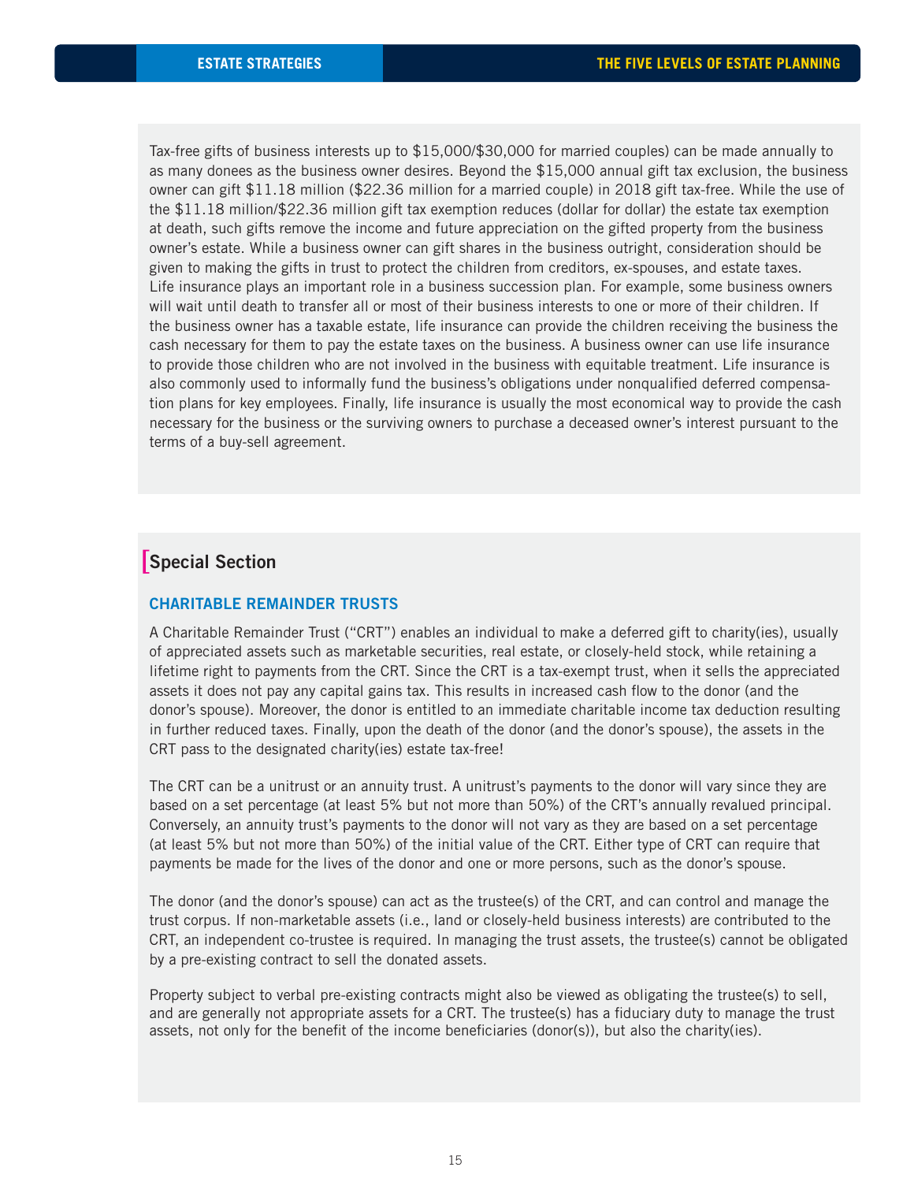Tax-free gifts of business interests up to $15,000/$30,000 for married couples) can be made annually to as many donees as the business owner desires. Beyond the $15,000 annual gift tax exclusion, the business owner can gift $11.18 million ($22.36 million for a married couple) in 2018 gift tax-free. While the use of the $11.18 million/$22.36 million gift tax exemption reduces (dollar for dollar) the estate tax exemption at death, such gifts remove the income and future appreciation on the gifted property from the business owner's estate. While a business owner can gift shares in the business outright, consideration should be given to making the gifts in trust to protect the children from creditors, ex-spouses, and estate taxes. Life insurance plays an important role in a business succession plan. For example, some business owners will wait until death to transfer all or most of their business interests to one or more of their children. If the business owner has a taxable estate, life insurance can provide the children receiving the business the cash necessary for them to pay the estate taxes on the business. A business owner can use life insurance to provide those children who are not involved in the business with equitable treatment. Life insurance is also commonly used to informally fund the business's obligations under nonqualified deferred compensation plans for key employees. Finally, life insurance is usually the most economical way to provide the cash necessary for the business or the surviving owners to purchase a deceased owner's interest pursuant to the terms of a buy-sell agreement.

## Special Section

### CHARITABLE REMAINDER TRUSTS

A Charitable Remainder Trust ("CRT") enables an individual to make a deferred gift to charity(ies), usually of appreciated assets such as marketable securities, real estate, or closely-held stock, while retaining a lifetime right to payments from the CRT. Since the CRT is a tax-exempt trust, when it sells the appreciated assets it does not pay any capital gains tax. This results in increased cash flow to the donor (and the donor's spouse). Moreover, the donor is entitled to an immediate charitable income tax deduction resulting in further reduced taxes. Finally, upon the death of the donor (and the donor's spouse), the assets in the CRT pass to the designated charity(ies) estate tax-free!

The CRT can be a unitrust or an annuity trust. A unitrust's payments to the donor will vary since they are based on a set percentage (at least 5% but not more than 50%) of the CRT's annually revalued principal. Conversely, an annuity trust's payments to the donor will not vary as they are based on a set percentage (at least 5% but not more than 50%) of the initial value of the CRT. Either type of CRT can require that payments be made for the lives of the donor and one or more persons, such as the donor's spouse.

The donor (and the donor's spouse) can act as the trustee(s) of the CRT, and can control and manage the trust corpus. If non-marketable assets (i.e., land or closely-held business interests) are contributed to the CRT, an independent co-trustee is required. In managing the trust assets, the trustee(s) cannot be obligated by a pre-existing contract to sell the donated assets.

Property subject to verbal pre-existing contracts might also be viewed as obligating the trustee(s) to sell, and are generally not appropriate assets for a CRT. The trustee(s) has a fiduciary duty to manage the trust assets, not only for the benefit of the income beneficiaries (donor(s)), but also the charity(ies).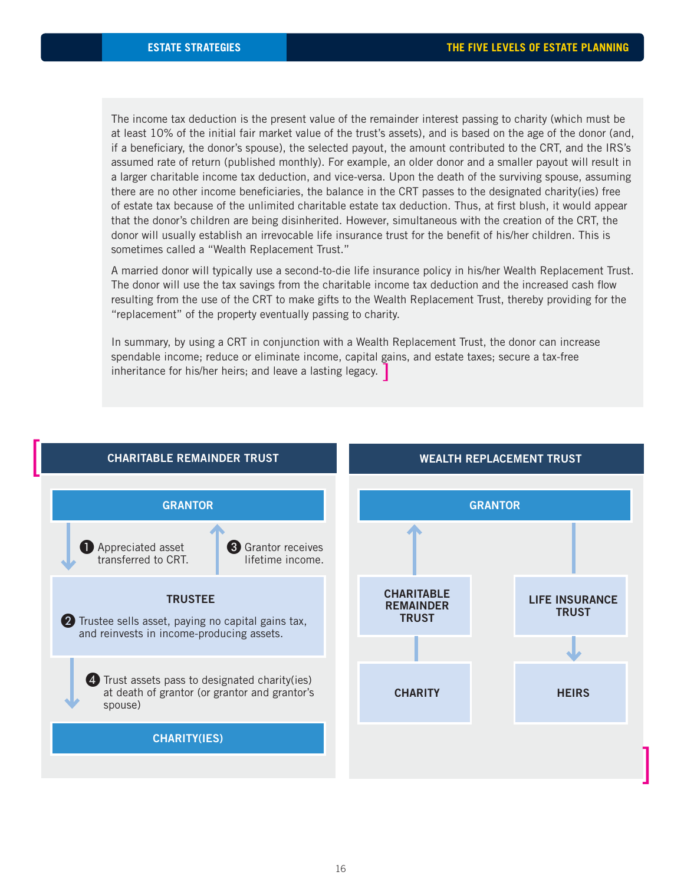The income tax deduction is the present value of the remainder interest passing to charity (which must be at least 10% of the initial fair market value of the trust's assets), and is based on the age of the donor (and, if a beneficiary, the donor's spouse), the selected payout, the amount contributed to the CRT, and the IRS's assumed rate of return (published monthly). For example, an older donor and a smaller payout will result in a larger charitable income tax deduction, and vice-versa. Upon the death of the surviving spouse, assuming there are no other income beneficiaries, the balance in the CRT passes to the designated charity(ies) free of estate tax because of the unlimited charitable estate tax deduction. Thus, at first blush, it would appear that the donor's children are being disinherited. However, simultaneous with the creation of the CRT, the donor will usually establish an irrevocable life insurance trust for the benefit of his/her children. This is sometimes called a "Wealth Replacement Trust."

A married donor will typically use a second-to-die life insurance policy in his/her Wealth Replacement Trust. The donor will use the tax savings from the charitable income tax deduction and the increased cash flow resulting from the use of the CRT to make gifts to the Wealth Replacement Trust, thereby providing for the "replacement" of the property eventually passing to charity.

In summary, by using a CRT in conjunction with a Wealth Replacement Trust, the donor can increase spendable income; reduce or eliminate income, capital gains, and estate taxes; secure a tax-free inheritance for his/her heirs; and leave a lasting legacy.

### CHARITABLE REMAINDER TRUST

**GRANTOR**

1. Appreciated asset transferred to CRT.
3. Grantor receives lifetime income.

**TRUSTEE**

2. Trustee sells asset, paying no capital gains tax, and reinvests in income-producing assets.

4. Trust assets pass to designated charity(ies) at death of grantor (or grantor and grantor's spouse)

**CHARITY(IES)**

### WEALTH REPLACEMENT TRUST

**GRANTOR**

**CHARITABLE REMAINDER TRUST** → **CHARITY**

**LIFE INSURANCE TRUST** → **HEIRS**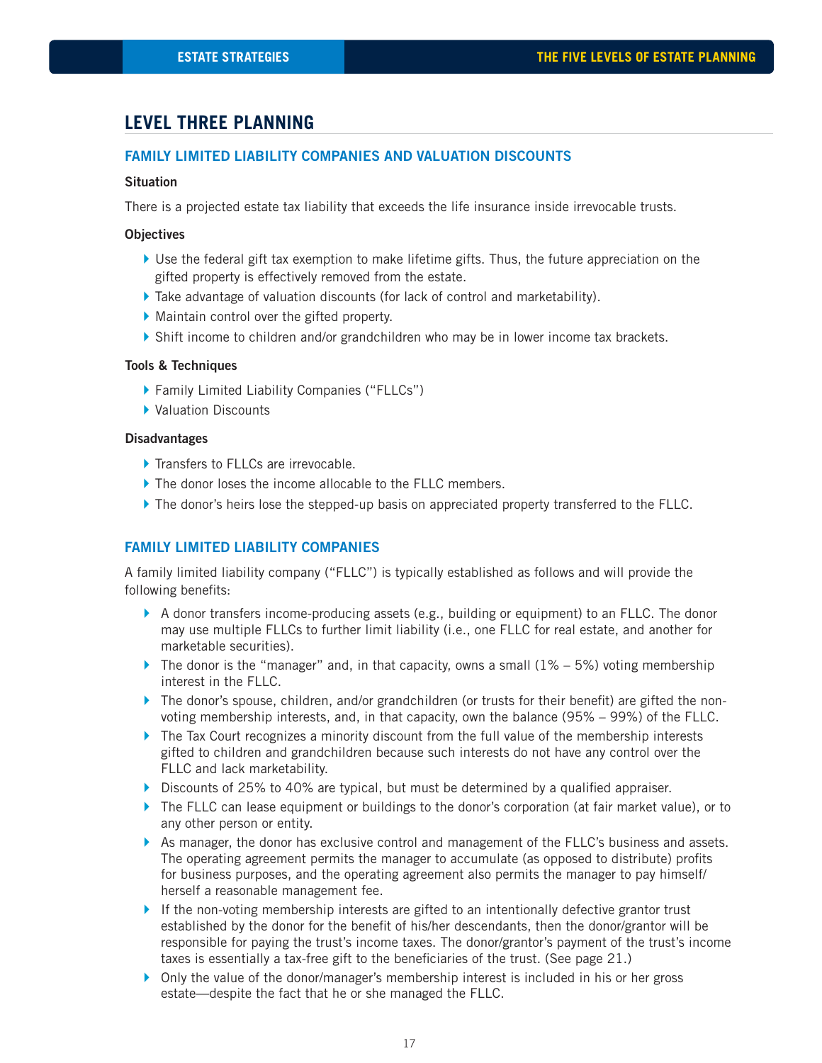## LEVEL THREE PLANNING

### FAMILY LIMITED LIABILITY COMPANIES AND VALUATION DISCOUNTS

**Situation**

There is a projected estate tax liability that exceeds the life insurance inside irrevocable trusts.

**Objectives**

- Use the federal gift tax exemption to make lifetime gifts. Thus, the future appreciation on the gifted property is effectively removed from the estate.
- Take advantage of valuation discounts (for lack of control and marketability).
- Maintain control over the gifted property.
- Shift income to children and/or grandchildren who may be in lower income tax brackets.

**Tools & Techniques**

- Family Limited Liability Companies ("FLLCs")
- Valuation Discounts

**Disadvantages**

- Transfers to FLLCs are irrevocable.
- The donor loses the income allocable to the FLLC members.
- The donor's heirs lose the stepped-up basis on appreciated property transferred to the FLLC.

### FAMILY LIMITED LIABILITY COMPANIES

A family limited liability company ("FLLC") is typically established as follows and will provide the following benefits:

- A donor transfers income-producing assets (e.g., building or equipment) to an FLLC. The donor may use multiple FLLCs to further limit liability (i.e., one FLLC for real estate, and another for marketable securities).
- The donor is the "manager" and, in that capacity, owns a small (1% – 5%) voting membership interest in the FLLC.
- The donor's spouse, children, and/or grandchildren (or trusts for their benefit) are gifted the non-voting membership interests, and, in that capacity, own the balance (95% – 99%) of the FLLC.
- The Tax Court recognizes a minority discount from the full value of the membership interests gifted to children and grandchildren because such interests do not have any control over the FLLC and lack marketability.
- Discounts of 25% to 40% are typical, but must be determined by a qualified appraiser.
- The FLLC can lease equipment or buildings to the donor's corporation (at fair market value), or to any other person or entity.
- As manager, the donor has exclusive control and management of the FLLC's business and assets. The operating agreement permits the manager to accumulate (as opposed to distribute) profits for business purposes, and the operating agreement also permits the manager to pay himself/herself a reasonable management fee.
- If the non-voting membership interests are gifted to an intentionally defective grantor trust established by the donor for the benefit of his/her descendants, then the donor/grantor will be responsible for paying the trust's income taxes. The donor/grantor's payment of the trust's income taxes is essentially a tax-free gift to the beneficiaries of the trust. (See page 21.)
- Only the value of the donor/manager's membership interest is included in his or her gross estate—despite the fact that he or she managed the FLLC.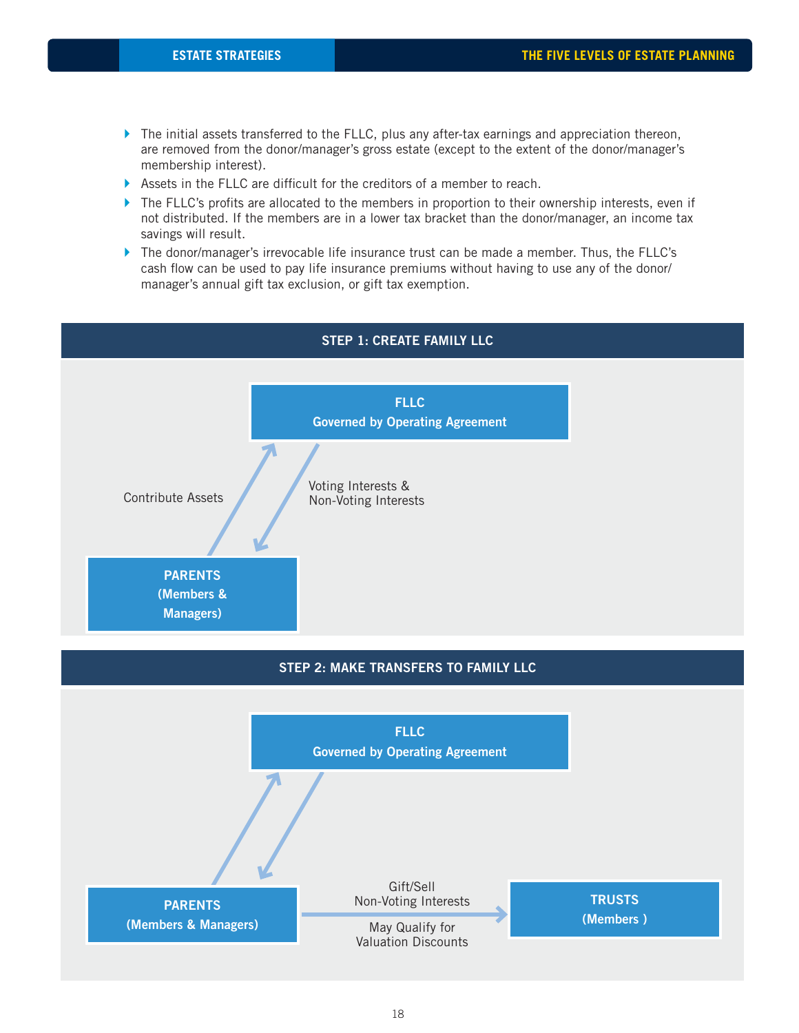- The initial assets transferred to the FLLC, plus any after-tax earnings and appreciation thereon, are removed from the donor/manager's gross estate (except to the extent of the donor/manager's membership interest).
- Assets in the FLLC are difficult for the creditors of a member to reach.
- The FLLC's profits are allocated to the members in proportion to their ownership interests, even if not distributed. If the members are in a lower tax bracket than the donor/manager, an income tax savings will result.
- The donor/manager's irrevocable life insurance trust can be made a member. Thus, the FLLC's cash flow can be used to pay life insurance premiums without having to use any of the donor/manager's annual gift tax exclusion, or gift tax exemption.

## STEP 1: CREATE FAMILY LLC

**FLLC**
**Governed by Operating Agreement**

Contribute Assets

Voting Interests & Non-Voting Interests

**PARENTS (Members & Managers)**

## STEP 2: MAKE TRANSFERS TO FAMILY LLC

**FLLC**
**Governed by Operating Agreement**

**PARENTS (Members & Managers)**

Gift/Sell Non-Voting Interests

May Qualify for Valuation Discounts

**TRUSTS (Members )**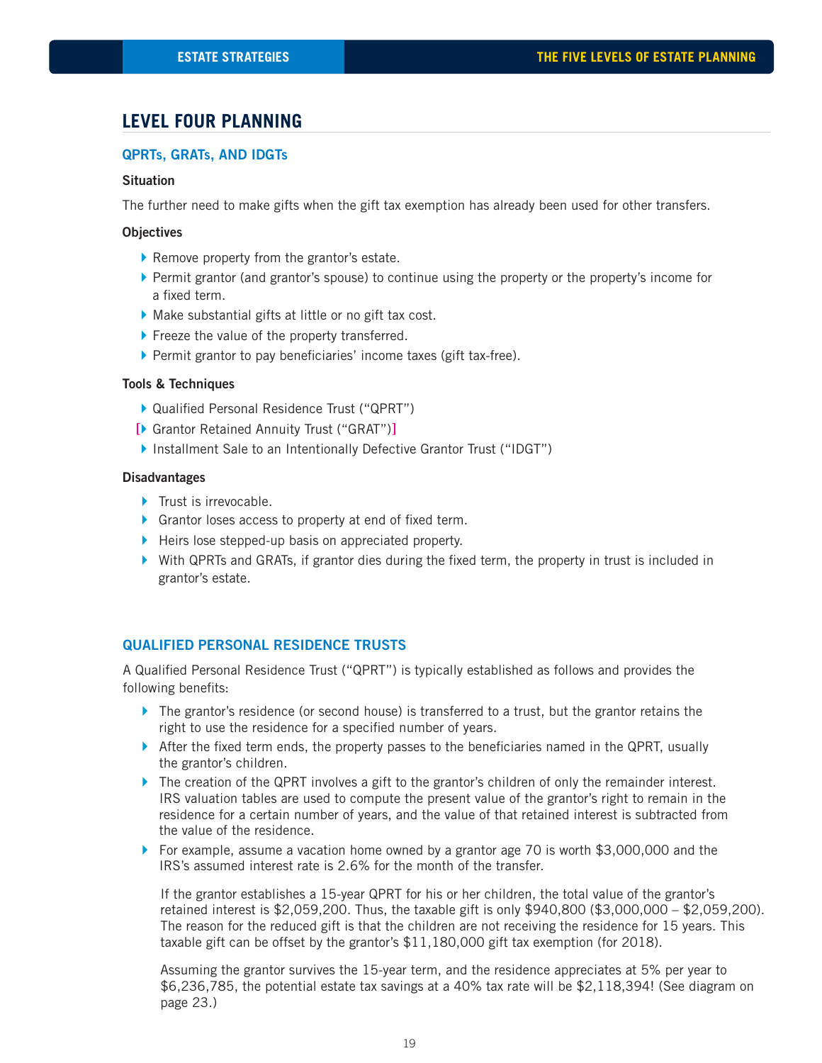## LEVEL FOUR PLANNING

### QPRTs, GRATs, AND IDGTs

**Situation**

The further need to make gifts when the gift tax exemption has already been used for other transfers.

**Objectives**

- Remove property from the grantor's estate.
- Permit grantor (and grantor's spouse) to continue using the property or the property's income for a fixed term.
- Make substantial gifts at little or no gift tax cost.
- Freeze the value of the property transferred.
- Permit grantor to pay beneficiaries' income taxes (gift tax-free).

**Tools & Techniques**

- Qualified Personal Residence Trust ("QPRT")
- Grantor Retained Annuity Trust ("GRAT")
- Installment Sale to an Intentionally Defective Grantor Trust ("IDGT")

**Disadvantages**

- Trust is irrevocable.
- Grantor loses access to property at end of fixed term.
- Heirs lose stepped-up basis on appreciated property.
- With QPRTs and GRATs, if grantor dies during the fixed term, the property in trust is included in grantor's estate.

### QUALIFIED PERSONAL RESIDENCE TRUSTS

A Qualified Personal Residence Trust ("QPRT") is typically established as follows and provides the following benefits:

- The grantor's residence (or second house) is transferred to a trust, but the grantor retains the right to use the residence for a specified number of years.
- After the fixed term ends, the property passes to the beneficiaries named in the QPRT, usually the grantor's children.
- The creation of the QPRT involves a gift to the grantor's children of only the remainder interest. IRS valuation tables are used to compute the present value of the grantor's right to remain in the residence for a certain number of years, and the value of that retained interest is subtracted from the value of the residence.
- For example, assume a vacation home owned by a grantor age 70 is worth $3,000,000 and the IRS's assumed interest rate is 2.6% for the month of the transfer.

  If the grantor establishes a 15-year QPRT for his or her children, the total value of the grantor's retained interest is $2,059,200. Thus, the taxable gift is only $940,800 ($3,000,000 – $2,059,200). The reason for the reduced gift is that the children are not receiving the residence for 15 years. This taxable gift can be offset by the grantor's $11,180,000 gift tax exemption (for 2018).

  Assuming the grantor survives the 15-year term, and the residence appreciates at 5% per year to $6,236,785, the potential estate tax savings at a 40% tax rate will be $2,118,394! (See diagram on page 23.)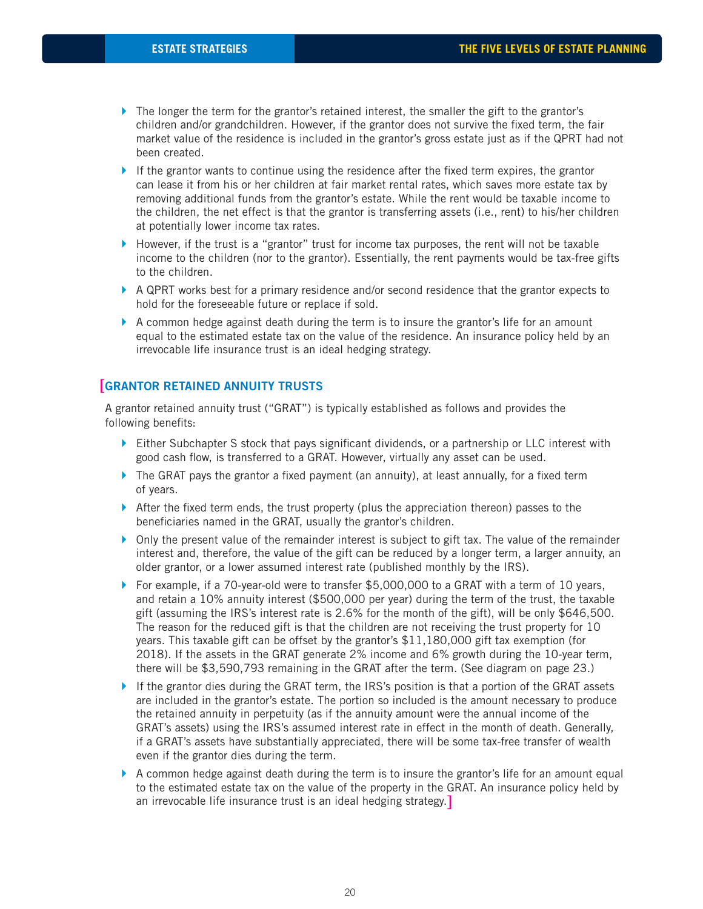- The longer the term for the grantor's retained interest, the smaller the gift to the grantor's children and/or grandchildren. However, if the grantor does not survive the fixed term, the fair market value of the residence is included in the grantor's gross estate just as if the QPRT had not been created.
- If the grantor wants to continue using the residence after the fixed term expires, the grantor can lease it from his or her children at fair market rental rates, which saves more estate tax by removing additional funds from the grantor's estate. While the rent would be taxable income to the children, the net effect is that the grantor is transferring assets (i.e., rent) to his/her children at potentially lower income tax rates.
- However, if the trust is a "grantor" trust for income tax purposes, the rent will not be taxable income to the children (nor to the grantor). Essentially, the rent payments would be tax-free gifts to the children.
- A QPRT works best for a primary residence and/or second residence that the grantor expects to hold for the foreseeable future or replace if sold.
- A common hedge against death during the term is to insure the grantor's life for an amount equal to the estimated estate tax on the value of the residence. An insurance policy held by an irrevocable life insurance trust is an ideal hedging strategy.

## [GRANTOR RETAINED ANNUITY TRUSTS

A grantor retained annuity trust ("GRAT") is typically established as follows and provides the following benefits:

- Either Subchapter S stock that pays significant dividends, or a partnership or LLC interest with good cash flow, is transferred to a GRAT. However, virtually any asset can be used.
- The GRAT pays the grantor a fixed payment (an annuity), at least annually, for a fixed term of years.
- After the fixed term ends, the trust property (plus the appreciation thereon) passes to the beneficiaries named in the GRAT, usually the grantor's children.
- Only the present value of the remainder interest is subject to gift tax. The value of the remainder interest and, therefore, the value of the gift can be reduced by a longer term, a larger annuity, an older grantor, or a lower assumed interest rate (published monthly by the IRS).
- For example, if a 70-year-old were to transfer $5,000,000 to a GRAT with a term of 10 years, and retain a 10% annuity interest ($500,000 per year) during the term of the trust, the taxable gift (assuming the IRS's interest rate is 2.6% for the month of the gift), will be only $646,500. The reason for the reduced gift is that the children are not receiving the trust property for 10 years. This taxable gift can be offset by the grantor's $11,180,000 gift tax exemption (for 2018). If the assets in the GRAT generate 2% income and 6% growth during the 10-year term, there will be $3,590,793 remaining in the GRAT after the term. (See diagram on page 23.)
- If the grantor dies during the GRAT term, the IRS's position is that a portion of the GRAT assets are included in the grantor's estate. The portion so included is the amount necessary to produce the retained annuity in perpetuity (as if the annuity amount were the annual income of the GRAT's assets) using the IRS's assumed interest rate in effect in the month of death. Generally, if a GRAT's assets have substantially appreciated, there will be some tax-free transfer of wealth even if the grantor dies during the term.
- A common hedge against death during the term is to insure the grantor's life for an amount equal to the estimated estate tax on the value of the property in the GRAT. An insurance policy held by an irrevocable life insurance trust is an ideal hedging strategy.]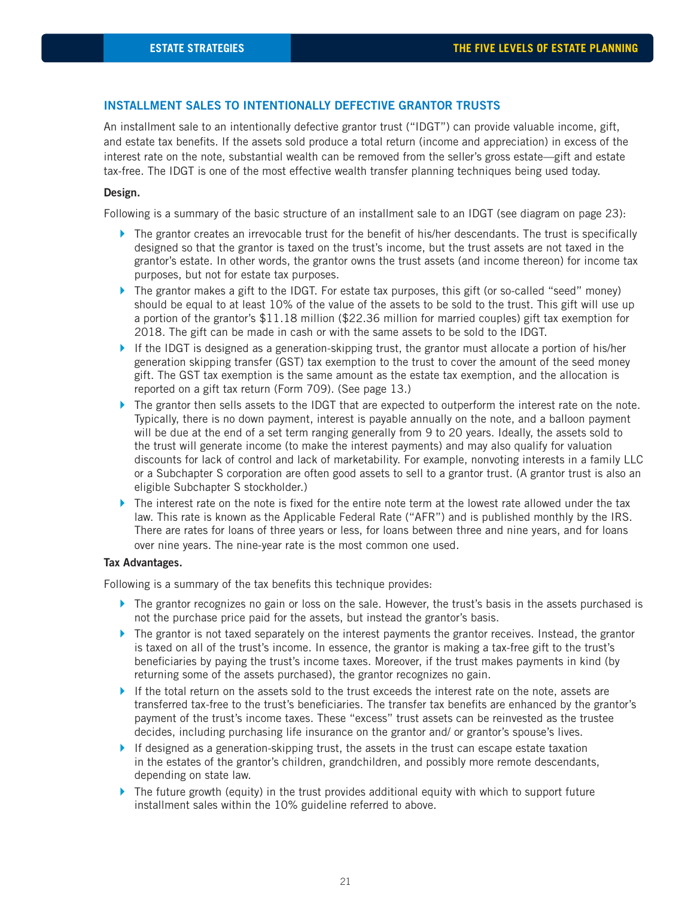## INSTALLMENT SALES TO INTENTIONALLY DEFECTIVE GRANTOR TRUSTS

An installment sale to an intentionally defective grantor trust ("IDGT") can provide valuable income, gift, and estate tax benefits. If the assets sold produce a total return (income and appreciation) in excess of the interest rate on the note, substantial wealth can be removed from the seller's gross estate—gift and estate tax-free. The IDGT is one of the most effective wealth transfer planning techniques being used today.

**Design.**

Following is a summary of the basic structure of an installment sale to an IDGT (see diagram on page 23):

- The grantor creates an irrevocable trust for the benefit of his/her descendants. The trust is specifically designed so that the grantor is taxed on the trust's income, but the trust assets are not taxed in the grantor's estate. In other words, the grantor owns the trust assets (and income thereon) for income tax purposes, but not for estate tax purposes.
- The grantor makes a gift to the IDGT. For estate tax purposes, this gift (or so-called "seed" money) should be equal to at least 10% of the value of the assets to be sold to the trust. This gift will use up a portion of the grantor's $11.18 million ($22.36 million for married couples) gift tax exemption for 2018. The gift can be made in cash or with the same assets to be sold to the IDGT.
- If the IDGT is designed as a generation-skipping trust, the grantor must allocate a portion of his/her generation skipping transfer (GST) tax exemption to the trust to cover the amount of the seed money gift. The GST tax exemption is the same amount as the estate tax exemption, and the allocation is reported on a gift tax return (Form 709). (See page 13.)
- The grantor then sells assets to the IDGT that are expected to outperform the interest rate on the note. Typically, there is no down payment, interest is payable annually on the note, and a balloon payment will be due at the end of a set term ranging generally from 9 to 20 years. Ideally, the assets sold to the trust will generate income (to make the interest payments) and may also qualify for valuation discounts for lack of control and lack of marketability. For example, nonvoting interests in a family LLC or a Subchapter S corporation are often good assets to sell to a grantor trust. (A grantor trust is also an eligible Subchapter S stockholder.)
- The interest rate on the note is fixed for the entire note term at the lowest rate allowed under the tax law. This rate is known as the Applicable Federal Rate ("AFR") and is published monthly by the IRS. There are rates for loans of three years or less, for loans between three and nine years, and for loans over nine years. The nine-year rate is the most common one used.

**Tax Advantages.**

Following is a summary of the tax benefits this technique provides:

- The grantor recognizes no gain or loss on the sale. However, the trust's basis in the assets purchased is not the purchase price paid for the assets, but instead the grantor's basis.
- The grantor is not taxed separately on the interest payments the grantor receives. Instead, the grantor is taxed on all of the trust's income. In essence, the grantor is making a tax-free gift to the trust's beneficiaries by paying the trust's income taxes. Moreover, if the trust makes payments in kind (by returning some of the assets purchased), the grantor recognizes no gain.
- If the total return on the assets sold to the trust exceeds the interest rate on the note, assets are transferred tax-free to the trust's beneficiaries. The transfer tax benefits are enhanced by the grantor's payment of the trust's income taxes. These "excess" trust assets can be reinvested as the trustee decides, including purchasing life insurance on the grantor and/ or grantor's spouse's lives.
- If designed as a generation-skipping trust, the assets in the trust can escape estate taxation in the estates of the grantor's children, grandchildren, and possibly more remote descendants, depending on state law.
- The future growth (equity) in the trust provides additional equity with which to support future installment sales within the 10% guideline referred to above.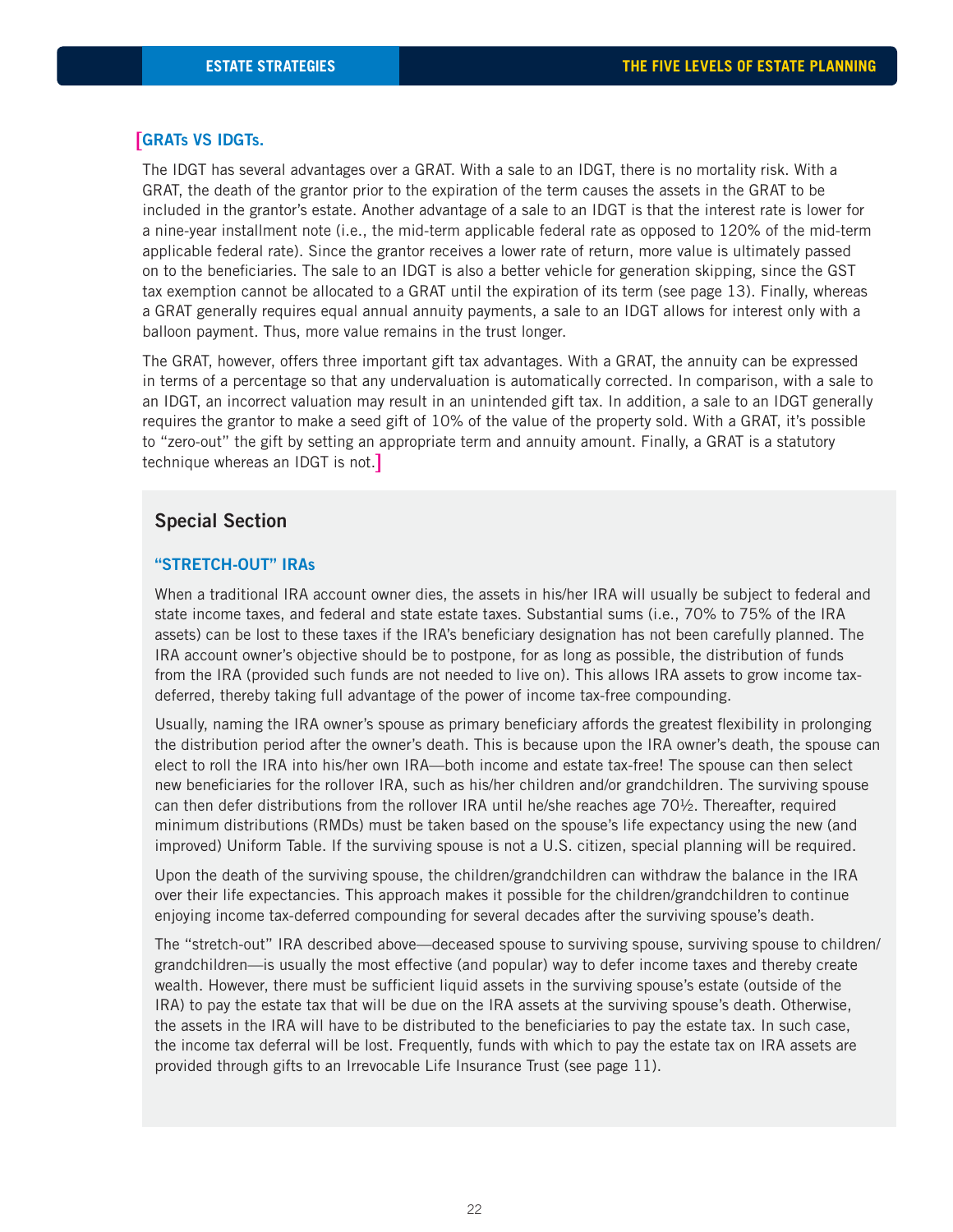## GRATs VS IDGTs.

The IDGT has several advantages over a GRAT. With a sale to an IDGT, there is no mortality risk. With a GRAT, the death of the grantor prior to the expiration of the term causes the assets in the GRAT to be included in the grantor's estate. Another advantage of a sale to an IDGT is that the interest rate is lower for a nine-year installment note (i.e., the mid-term applicable federal rate as opposed to 120% of the mid-term applicable federal rate). Since the grantor receives a lower rate of return, more value is ultimately passed on to the beneficiaries. The sale to an IDGT is also a better vehicle for generation skipping, since the GST tax exemption cannot be allocated to a GRAT until the expiration of its term (see page 13). Finally, whereas a GRAT generally requires equal annual annuity payments, a sale to an IDGT allows for interest only with a balloon payment. Thus, more value remains in the trust longer.

The GRAT, however, offers three important gift tax advantages. With a GRAT, the annuity can be expressed in terms of a percentage so that any undervaluation is automatically corrected. In comparison, with a sale to an IDGT, an incorrect valuation may result in an unintended gift tax. In addition, a sale to an IDGT generally requires the grantor to make a seed gift of 10% of the value of the property sold. With a GRAT, it's possible to "zero-out" the gift by setting an appropriate term and annuity amount. Finally, a GRAT is a statutory technique whereas an IDGT is not.

## Special Section

### "STRETCH-OUT" IRAs

When a traditional IRA account owner dies, the assets in his/her IRA will usually be subject to federal and state income taxes, and federal and state estate taxes. Substantial sums (i.e., 70% to 75% of the IRA assets) can be lost to these taxes if the IRA's beneficiary designation has not been carefully planned. The IRA account owner's objective should be to postpone, for as long as possible, the distribution of funds from the IRA (provided such funds are not needed to live on). This allows IRA assets to grow income tax-deferred, thereby taking full advantage of the power of income tax-free compounding.

Usually, naming the IRA owner's spouse as primary beneficiary affords the greatest flexibility in prolonging the distribution period after the owner's death. This is because upon the IRA owner's death, the spouse can elect to roll the IRA into his/her own IRA—both income and estate tax-free! The spouse can then select new beneficiaries for the rollover IRA, such as his/her children and/or grandchildren. The surviving spouse can then defer distributions from the rollover IRA until he/she reaches age 70½. Thereafter, required minimum distributions (RMDs) must be taken based on the spouse's life expectancy using the new (and improved) Uniform Table. If the surviving spouse is not a U.S. citizen, special planning will be required.

Upon the death of the surviving spouse, the children/grandchildren can withdraw the balance in the IRA over their life expectancies. This approach makes it possible for the children/grandchildren to continue enjoying income tax-deferred compounding for several decades after the surviving spouse's death.

The "stretch-out" IRA described above—deceased spouse to surviving spouse, surviving spouse to children/grandchildren—is usually the most effective (and popular) way to defer income taxes and thereby create wealth. However, there must be sufficient liquid assets in the surviving spouse's estate (outside of the IRA) to pay the estate tax that will be due on the IRA assets at the surviving spouse's death. Otherwise, the assets in the IRA will have to be distributed to the beneficiaries to pay the estate tax. In such case, the income tax deferral will be lost. Frequently, funds with which to pay the estate tax on IRA assets are provided through gifts to an Irrevocable Life Insurance Trust (see page 11).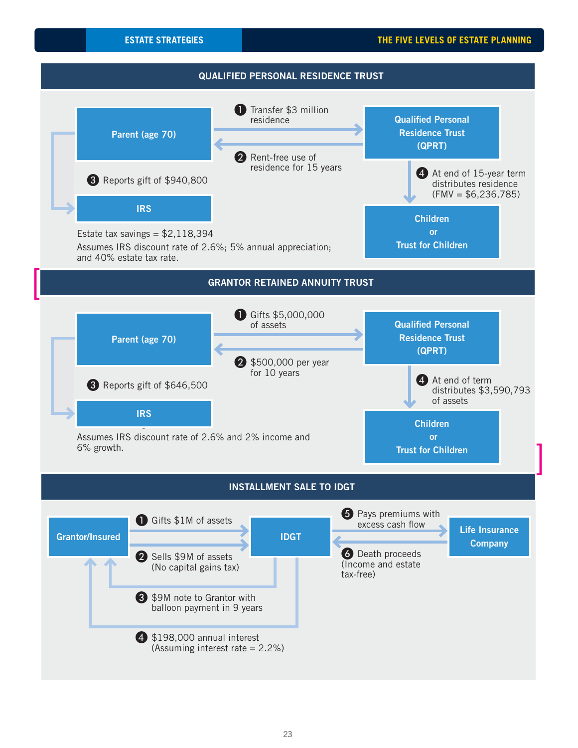## QUALIFIED PERSONAL RESIDENCE TRUST

**Parent (age 70)**

1. Transfer $3 million residence → **Qualified Personal Residence Trust (QPRT)**
2. Rent-free use of residence for 15 years
3. Reports gift of $940,800 → **IRS**
4. At end of 15-year term distributes residence (FMV = $6,236,785) → **Children or Trust for Children**

Estate tax savings = $2,118,394

Assumes IRS discount rate of 2.6%; 5% annual appreciation; and 40% estate tax rate.

## GRANTOR RETAINED ANNUITY TRUST

**Parent (age 70)**

1. Gifts $5,000,000 of assets → **Qualified Personal Residence Trust (QPRT)**
2. $500,000 per year for 10 years
3. Reports gift of $646,500 → **IRS**
4. At end of term distributes $3,590,793 of assets → **Children or Trust for Children**

Assumes IRS discount rate of 2.6% and 2% income and 6% growth.

## INSTALLMENT SALE TO IDGT

**Grantor/Insured** → **IDGT** → **Life Insurance Company**

1. Gifts $1M of assets
2. Sells $9M of assets (No capital gains tax)
3. $9M note to Grantor with balloon payment in 9 years
4. $198,000 annual interest (Assuming interest rate = 2.2%)
5. Pays premiums with excess cash flow
6. Death proceeds (Income and estate tax-free)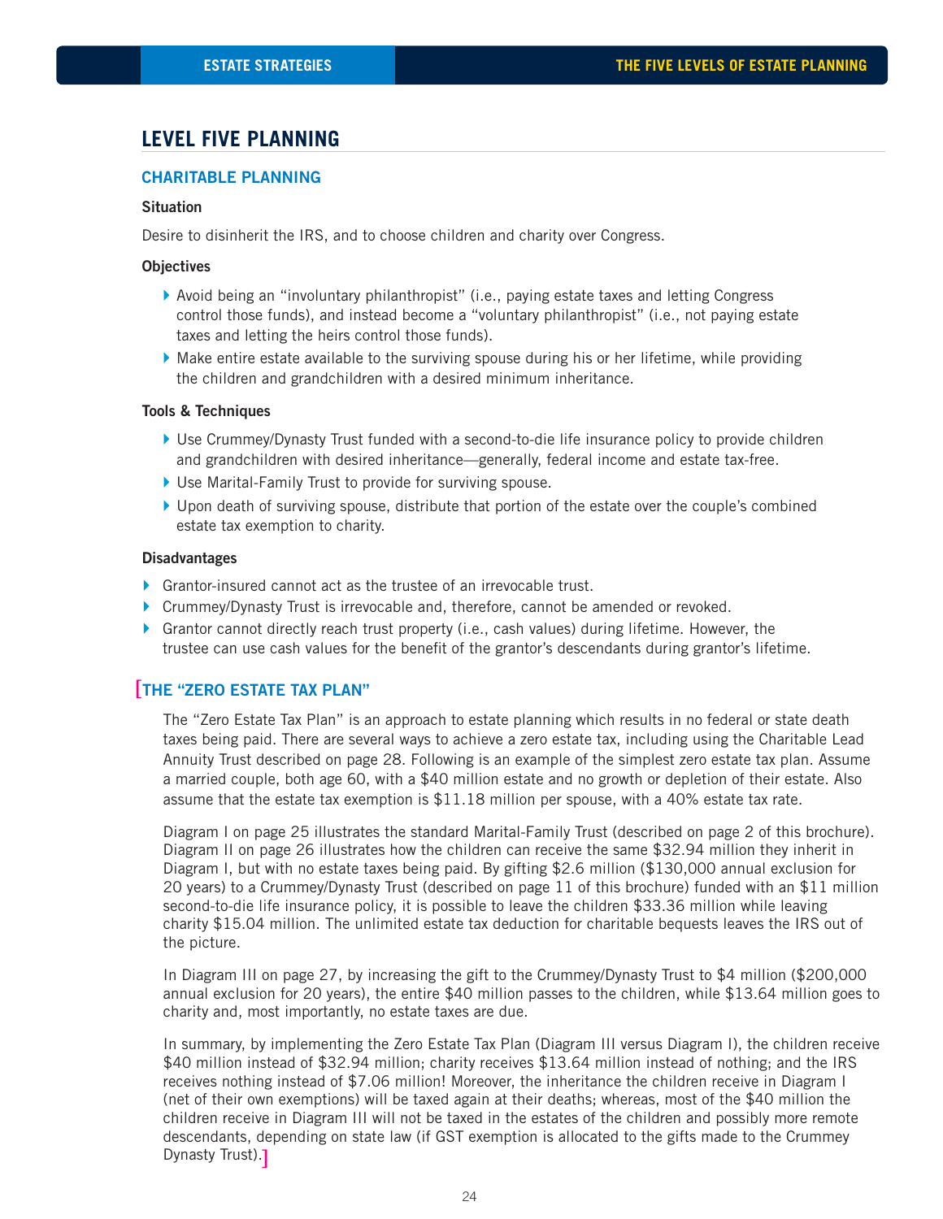## LEVEL FIVE PLANNING

### CHARITABLE PLANNING

**Situation**

Desire to disinherit the IRS, and to choose children and charity over Congress.

**Objectives**

- Avoid being an "involuntary philanthropist" (i.e., paying estate taxes and letting Congress control those funds), and instead become a "voluntary philanthropist" (i.e., not paying estate taxes and letting the heirs control those funds).
- Make entire estate available to the surviving spouse during his or her lifetime, while providing the children and grandchildren with a desired minimum inheritance.

**Tools & Techniques**

- Use Crummey/Dynasty Trust funded with a second-to-die life insurance policy to provide children and grandchildren with desired inheritance—generally, federal income and estate tax-free.
- Use Marital-Family Trust to provide for surviving spouse.
- Upon death of surviving spouse, distribute that portion of the estate over the couple's combined estate tax exemption to charity.

**Disadvantages**

- Grantor-insured cannot act as the trustee of an irrevocable trust.
- Crummey/Dynasty Trust is irrevocable and, therefore, cannot be amended or revoked.
- Grantor cannot directly reach trust property (i.e., cash values) during lifetime. However, the trustee can use cash values for the benefit of the grantor's descendants during grantor's lifetime.

### THE "ZERO ESTATE TAX PLAN"

The "Zero Estate Tax Plan" is an approach to estate planning which results in no federal or state death taxes being paid. There are several ways to achieve a zero estate tax, including using the Charitable Lead Annuity Trust described on page 28. Following is an example of the simplest zero estate tax plan. Assume a married couple, both age 60, with a $40 million estate and no growth or depletion of their estate. Also assume that the estate tax exemption is $11.18 million per spouse, with a 40% estate tax rate.

Diagram I on page 25 illustrates the standard Marital-Family Trust (described on page 2 of this brochure). Diagram II on page 26 illustrates how the children can receive the same $32.94 million they inherit in Diagram I, but with no estate taxes being paid. By gifting $2.6 million ($130,000 annual exclusion for 20 years) to a Crummey/Dynasty Trust (described on page 11 of this brochure) funded with an $11 million second-to-die life insurance policy, it is possible to leave the children $33.36 million while leaving charity $15.04 million. The unlimited estate tax deduction for charitable bequests leaves the IRS out of the picture.

In Diagram III on page 27, by increasing the gift to the Crummey/Dynasty Trust to $4 million ($200,000 annual exclusion for 20 years), the entire $40 million passes to the children, while $13.64 million goes to charity and, most importantly, no estate taxes are due.

In summary, by implementing the Zero Estate Tax Plan (Diagram III versus Diagram I), the children receive $40 million instead of $32.94 million; charity receives $13.64 million instead of nothing; and the IRS receives nothing instead of $7.06 million! Moreover, the inheritance the children receive in Diagram I (net of their own exemptions) will be taxed again at their deaths; whereas, most of the $40 million the children receive in Diagram III will not be taxed in the estates of the children and possibly more remote descendants, depending on state law (if GST exemption is allocated to the gifts made to the Crummey Dynasty Trust).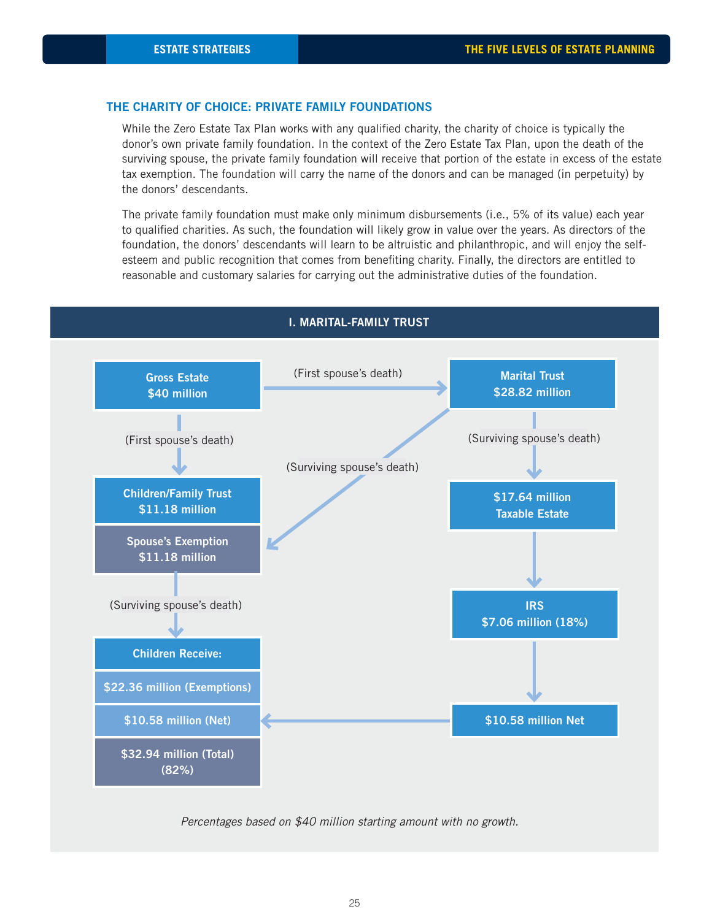## THE CHARITY OF CHOICE: PRIVATE FAMILY FOUNDATIONS

While the Zero Estate Tax Plan works with any qualified charity, the charity of choice is typically the donor's own private family foundation. In the context of the Zero Estate Tax Plan, upon the death of the surviving spouse, the private family foundation will receive that portion of the estate in excess of the estate tax exemption. The foundation will carry the name of the donors and can be managed (in perpetuity) by the donors' descendants.

The private family foundation must make only minimum disbursements (i.e., 5% of its value) each year to qualified charities. As such, the foundation will likely grow in value over the years. As directors of the foundation, the donors' descendants will learn to be altruistic and philanthropic, and will enjoy the self-esteem and public recognition that comes from benefiting charity. Finally, the directors are entitled to reasonable and customary salaries for carrying out the administrative duties of the foundation.

### I. MARITAL-FAMILY TRUST

**Gross Estate $40 million**

- (First spouse's death) → **Marital Trust $28.82 million**
- (First spouse's death) → **Children/Family Trust $11.18 million**

**Marital Trust $28.82 million**

- (Surviving spouse's death) → **Spouse's Exemption $11.18 million**
- (Surviving spouse's death) → **$17.64 million Taxable Estate** → **IRS $7.06 million (18%)** → **$10.58 million Net**

**Spouse's Exemption $11.18 million** → (Surviving spouse's death) → **Children Receive:**

- **$22.36 million (Exemptions)**
- **$10.58 million (Net)**
- **$32.94 million (Total) (82%)**

*Percentages based on $40 million starting amount with no growth.*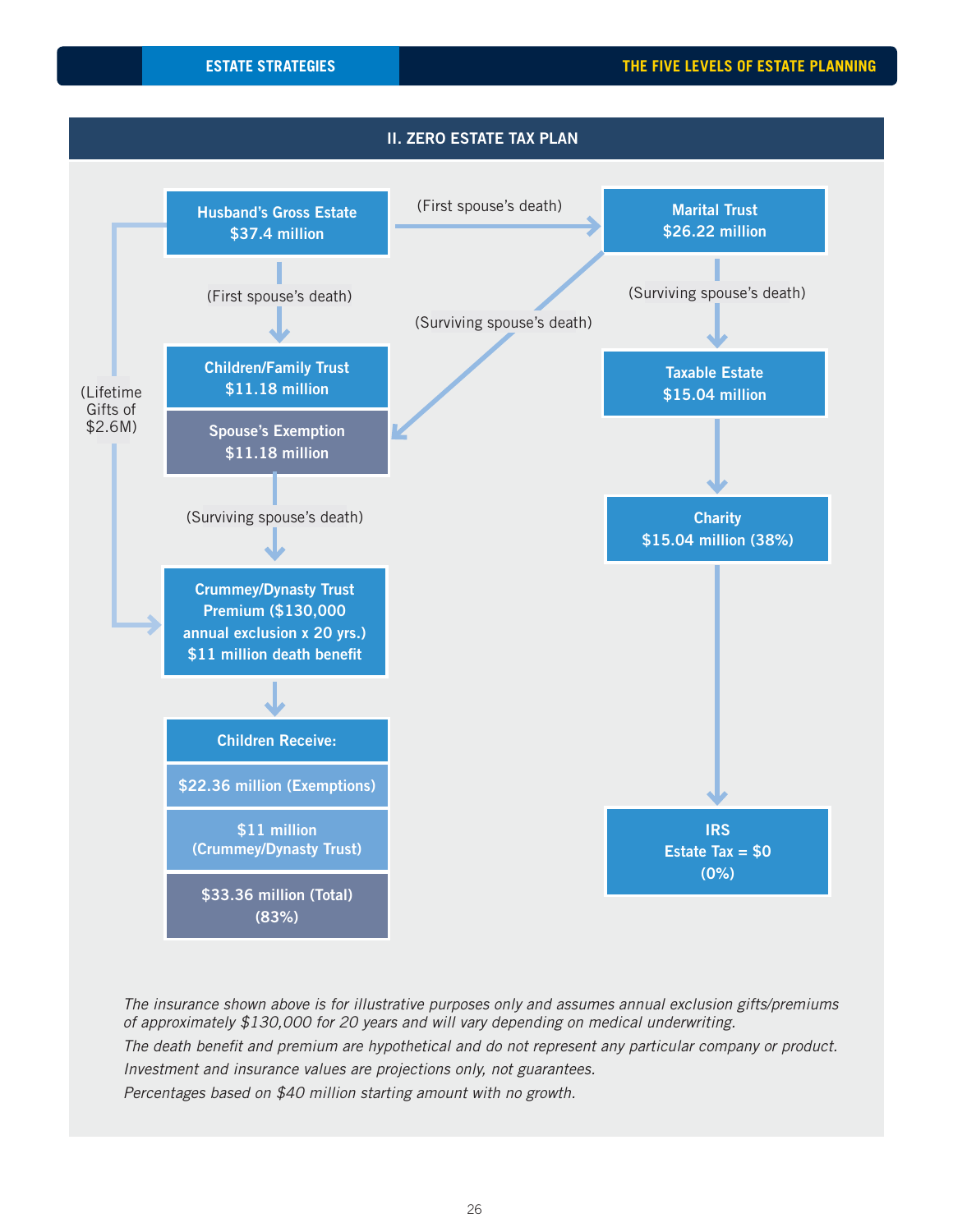## II. ZERO ESTATE TAX PLAN

**Husband's Gross Estate**
**$37.4 million**

(First spouse's death) → **Marital Trust $26.22 million**

(First spouse's death) → **Children/Family Trust $11.18 million**

(Lifetime Gifts of $2.6M) → **Crummey/Dynasty Trust**

**Marital Trust**
**$26.22 million**

(Surviving spouse's death) → **Spouse's Exemption $11.18 million**

(Surviving spouse's death) → **Taxable Estate $15.04 million**

**Children/Family Trust**
**$11.18 million**

**Spouse's Exemption**
**$11.18 million**

(Surviving spouse's death) → **Crummey/Dynasty Trust**

**Crummey/Dynasty Trust**
**Premium ($130,000 annual exclusion x 20 yrs.)**
**$11 million death benefit**

**Children Receive:**

- **$22.36 million (Exemptions)**
- **$11 million (Crummey/Dynasty Trust)**
- **$33.36 million (Total) (83%)**

**Taxable Estate**
**$15.04 million**

**Charity**
**$15.04 million (38%)**

**IRS**
**Estate Tax = $0**
**(0%)**

*The insurance shown above is for illustrative purposes only and assumes annual exclusion gifts/premiums of approximately $130,000 for 20 years and will vary depending on medical underwriting.*

*The death benefit and premium are hypothetical and do not represent any particular company or product.*

*Investment and insurance values are projections only, not guarantees.*

*Percentages based on $40 million starting amount with no growth.*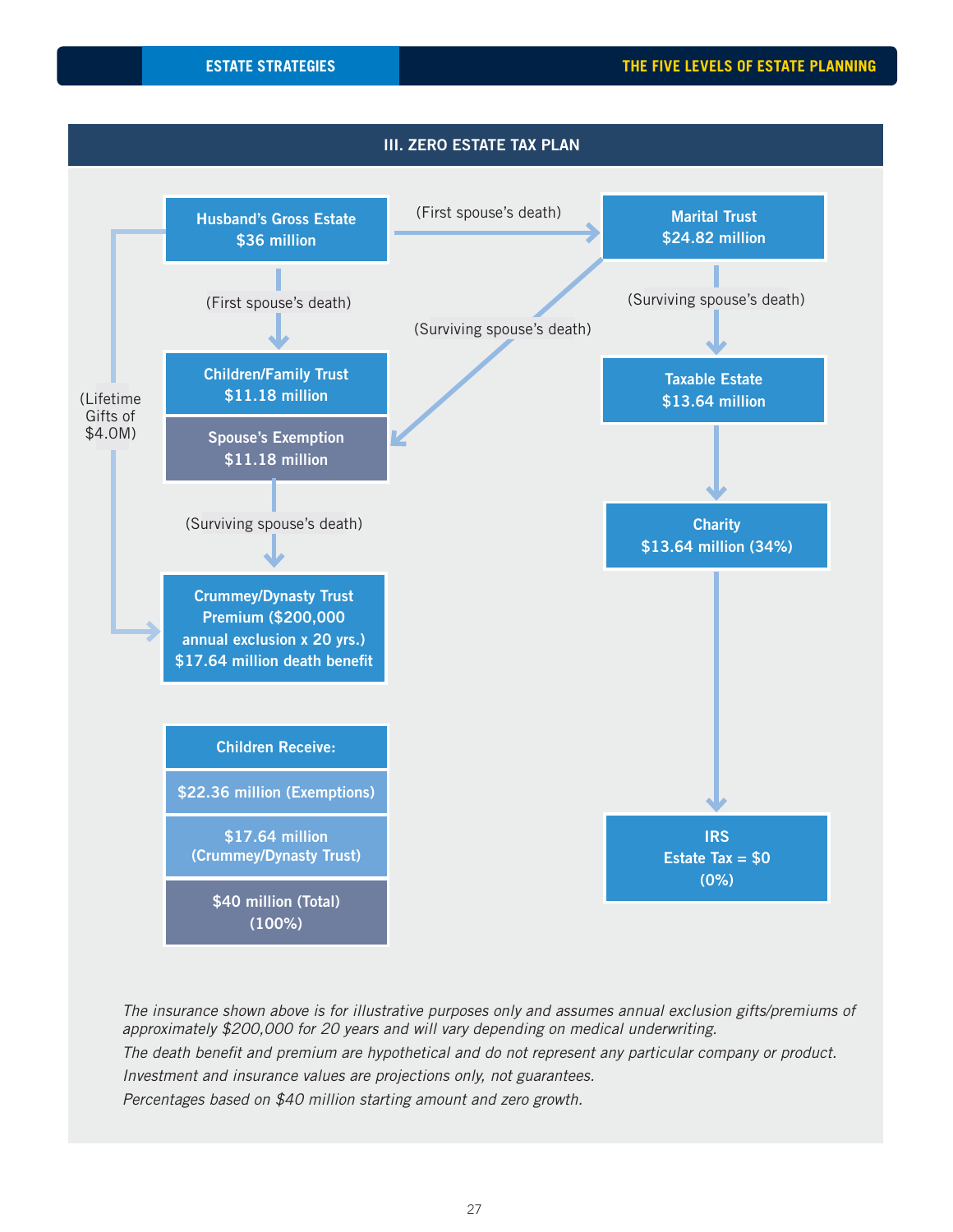## III. ZERO ESTATE TAX PLAN

**Husband's Gross Estate**
**$36 million**

(First spouse's death) → **Marital Trust $24.82 million**

(First spouse's death) → **Children/Family Trust $11.18 million**

(Lifetime Gifts of $4.0M) → **Crummey/Dynasty Trust**

**Marital Trust**
**$24.82 million**

(Surviving spouse's death) → **Spouse's Exemption $11.18 million**

(Surviving spouse's death) → **Taxable Estate $13.64 million**

**Children/Family Trust**
**$11.18 million**

**Spouse's Exemption**
**$11.18 million**

(Surviving spouse's death) → **Crummey/Dynasty Trust**

**Crummey/Dynasty Trust**
**Premium ($200,000 annual exclusion x 20 yrs.)**
**$17.64 million death benefit**

**Taxable Estate**
**$13.64 million**

↓

**Charity**
**$13.64 million (34%)**

↓

**IRS**
**Estate Tax = $0**
**(0%)**

| Children Receive: |
|---|
| $22.36 million (Exemptions) |
| $17.64 million (Crummey/Dynasty Trust) |
| $40 million (Total) (100%) |

*The insurance shown above is for illustrative purposes only and assumes annual exclusion gifts/premiums of approximately $200,000 for 20 years and will vary depending on medical underwriting.*

*The death benefit and premium are hypothetical and do not represent any particular company or product.*

*Investment and insurance values are projections only, not guarantees.*

*Percentages based on $40 million starting amount and zero growth.*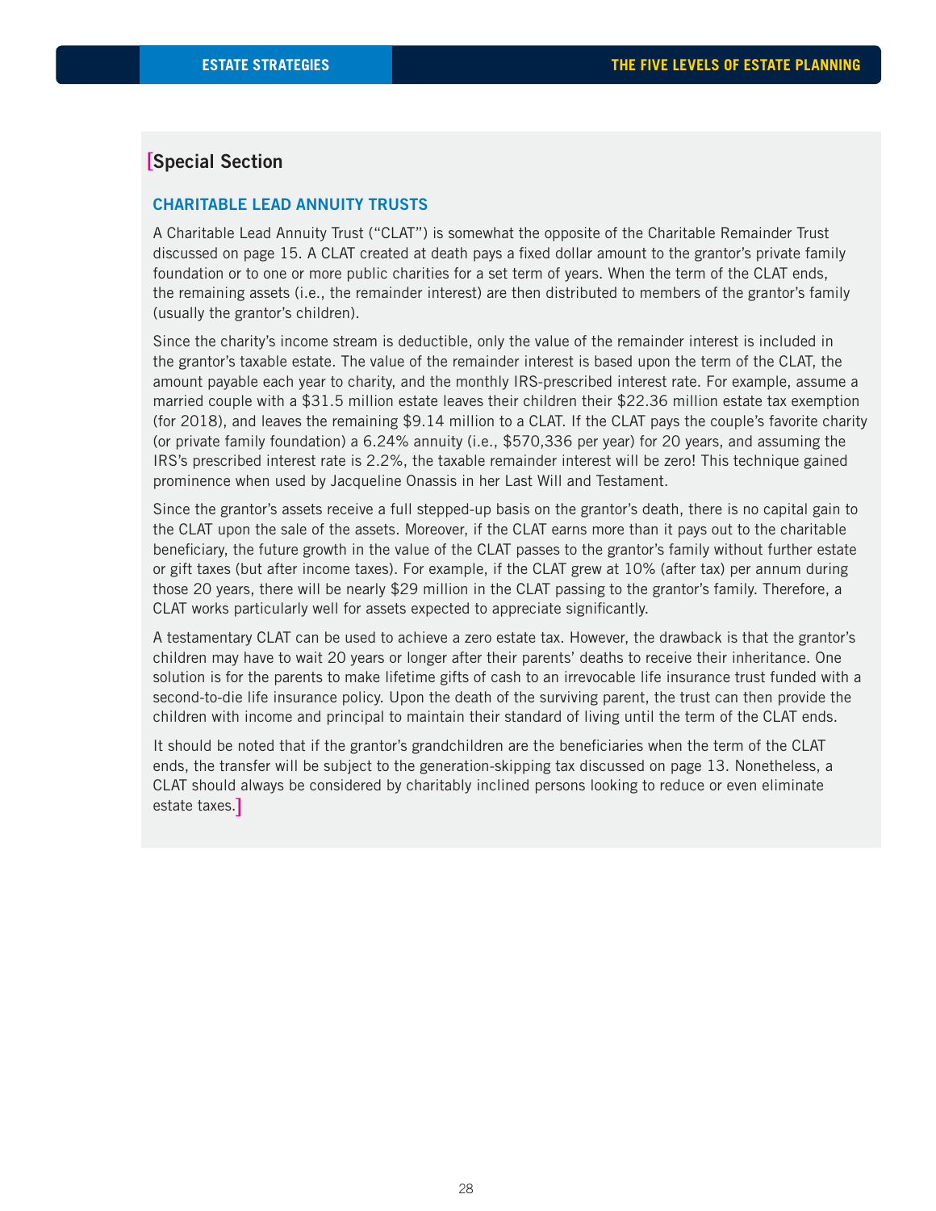## [Special Section

### CHARITABLE LEAD ANNUITY TRUSTS

A Charitable Lead Annuity Trust ("CLAT") is somewhat the opposite of the Charitable Remainder Trust discussed on page 15. A CLAT created at death pays a fixed dollar amount to the grantor's private family foundation or to one or more public charities for a set term of years. When the term of the CLAT ends, the remaining assets (i.e., the remainder interest) are then distributed to members of the grantor's family (usually the grantor's children).

Since the charity's income stream is deductible, only the value of the remainder interest is included in the grantor's taxable estate. The value of the remainder interest is based upon the term of the CLAT, the amount payable each year to charity, and the monthly IRS-prescribed interest rate. For example, assume a married couple with a $31.5 million estate leaves their children their $22.36 million estate tax exemption (for 2018), and leaves the remaining $9.14 million to a CLAT. If the CLAT pays the couple's favorite charity (or private family foundation) a 6.24% annuity (i.e., $570,336 per year) for 20 years, and assuming the IRS's prescribed interest rate is 2.2%, the taxable remainder interest will be zero! This technique gained prominence when used by Jacqueline Onassis in her Last Will and Testament.

Since the grantor's assets receive a full stepped-up basis on the grantor's death, there is no capital gain to the CLAT upon the sale of the assets. Moreover, if the CLAT earns more than it pays out to the charitable beneficiary, the future growth in the value of the CLAT passes to the grantor's family without further estate or gift taxes (but after income taxes). For example, if the CLAT grew at 10% (after tax) per annum during those 20 years, there will be nearly $29 million in the CLAT passing to the grantor's family. Therefore, a CLAT works particularly well for assets expected to appreciate significantly.

A testamentary CLAT can be used to achieve a zero estate tax. However, the drawback is that the grantor's children may have to wait 20 years or longer after their parents' deaths to receive their inheritance. One solution is for the parents to make lifetime gifts of cash to an irrevocable life insurance trust funded with a second-to-die life insurance policy. Upon the death of the surviving parent, the trust can then provide the children with income and principal to maintain their standard of living until the term of the CLAT ends.

It should be noted that if the grantor's grandchildren are the beneficiaries when the term of the CLAT ends, the transfer will be subject to the generation-skipping tax discussed on page 13. Nonetheless, a CLAT should always be considered by charitably inclined persons looking to reduce or even eliminate estate taxes.]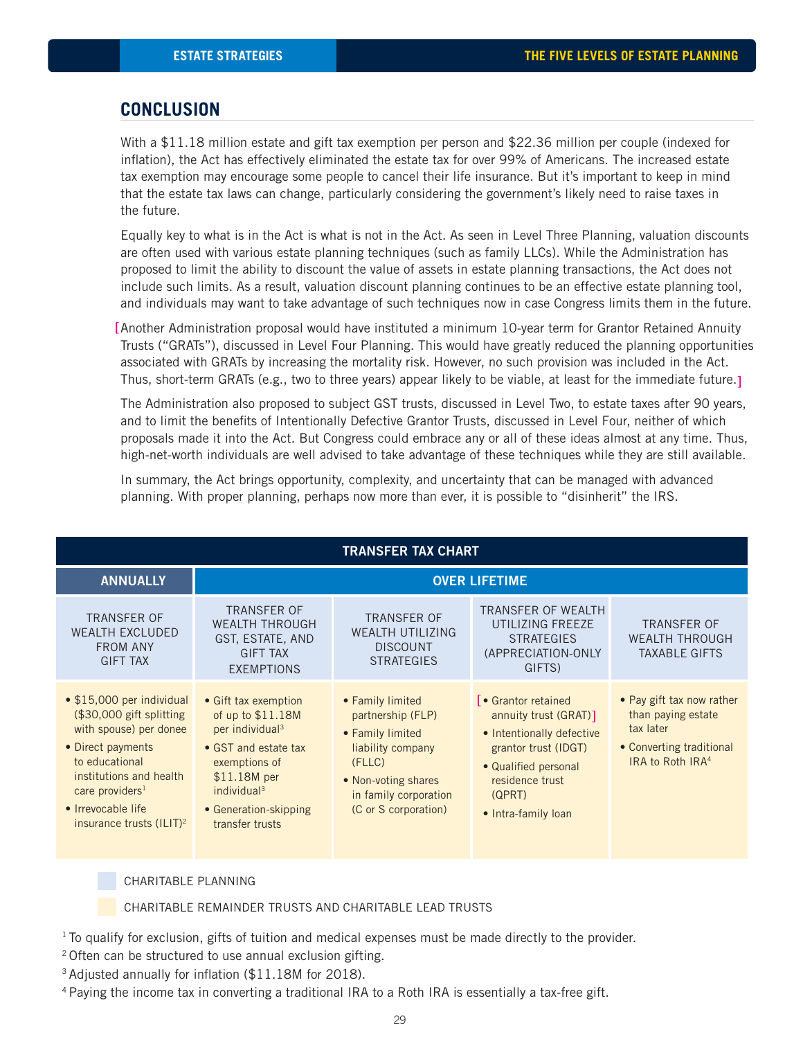## CONCLUSION

With a $11.18 million estate and gift tax exemption per person and $22.36 million per couple (indexed for inflation), the Act has effectively eliminated the estate tax for over 99% of Americans. The increased estate tax exemption may encourage some people to cancel their life insurance. But it's important to keep in mind that the estate tax laws can change, particularly considering the government's likely need to raise taxes in the future.

Equally key to what is in the Act is what is not in the Act. As seen in Level Three Planning, valuation discounts are often used with various estate planning techniques (such as family LLCs). While the Administration has proposed to limit the ability to discount the value of assets in estate planning transactions, the Act does not include such limits. As a result, valuation discount planning continues to be an effective estate planning tool, and individuals may want to take advantage of such techniques now in case Congress limits them in the future.

[Another Administration proposal would have instituted a minimum 10-year term for Grantor Retained Annuity Trusts ("GRATs"), discussed in Level Four Planning. This would have greatly reduced the planning opportunities associated with GRATs by increasing the mortality risk. However, no such provision was included in the Act. Thus, short-term GRATs (e.g., two to three years) appear likely to be viable, at least for the immediate future.]

The Administration also proposed to subject GST trusts, discussed in Level Two, to estate taxes after 90 years, and to limit the benefits of Intentionally Defective Grantor Trusts, discussed in Level Four, neither of which proposals made it into the Act. But Congress could embrace any or all of these ideas almost at any time. Thus, high-net-worth individuals are well advised to take advantage of these techniques while they are still available.

In summary, the Act brings opportunity, complexity, and uncertainty that can be managed with advanced planning. With proper planning, perhaps now more than ever, it is possible to "disinherit" the IRS.

**TRANSFER TAX CHART**

| ANNUALLY | OVER LIFETIME | | | |
|---|---|---|---|---|
| TRANSFER OF WEALTH EXCLUDED FROM ANY GIFT TAX | TRANSFER OF WEALTH THROUGH GST, ESTATE, AND GIFT TAX EXEMPTIONS | TRANSFER OF WEALTH UTILIZING DISCOUNT STRATEGIES | TRANSFER OF WEALTH UTILIZING FREEZE STRATEGIES (APPRECIATION-ONLY GIFTS) | TRANSFER OF WEALTH THROUGH TAXABLE GIFTS |
| • $15,000 per individual ($30,000 gift splitting with spouse) per donee<br>• Direct payments to educational institutions and health care providers[1]<br>• Irrevocable life insurance trusts (ILIT)[2] | • Gift tax exemption of up to $11.18M per individual[3]<br>• GST and estate tax exemptions of $11.18M per individual[3]<br>• Generation-skipping transfer trusts | • Family limited partnership (FLP)<br>• Family limited liability company (FLLC)<br>• Non-voting shares in family corporation (C or S corporation) | [• Grantor retained annuity trust (GRAT)]<br>• Intentionally defective grantor trust (IDGT)<br>• Qualified personal residence trust (QPRT)<br>• Intra-family loan | • Pay gift tax now rather than paying estate tax later<br>• Converting traditional IRA to Roth IRA[4] |

CHARITABLE PLANNING

CHARITABLE REMAINDER TRUSTS AND CHARITABLE LEAD TRUSTS

[1] To qualify for exclusion, gifts of tuition and medical expenses must be made directly to the provider.

[2] Often can be structured to use annual exclusion gifting.

[3] Adjusted annually for inflation ($11.18M for 2018).

[4] Paying the income tax in converting a traditional IRA to a Roth IRA is essentially a tax-free gift.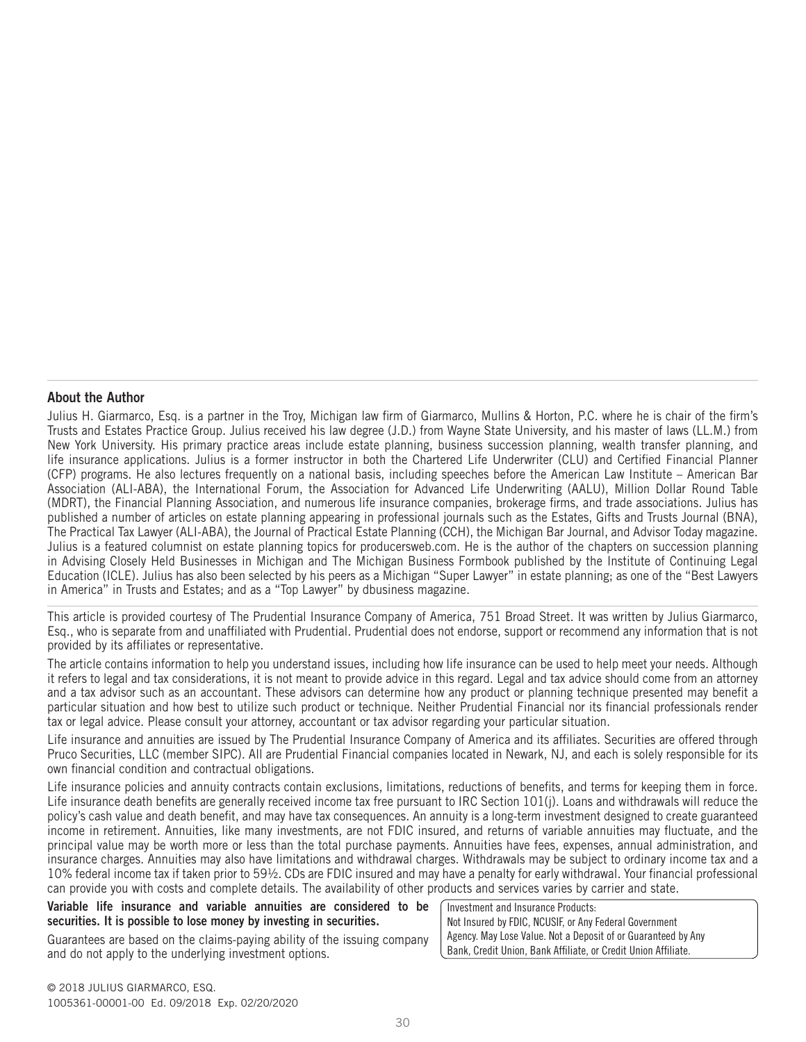## About the Author

Julius H. Giarmarco, Esq. is a partner in the Troy, Michigan law firm of Giarmarco, Mullins & Horton, P.C. where he is chair of the firm's Trusts and Estates Practice Group. Julius received his law degree (J.D.) from Wayne State University, and his master of laws (LL.M.) from New York University. His primary practice areas include estate planning, business succession planning, wealth transfer planning, and life insurance applications. Julius is a former instructor in both the Chartered Life Underwriter (CLU) and Certified Financial Planner (CFP) programs. He also lectures frequently on a national basis, including speeches before the American Law Institute – American Bar Association (ALI-ABA), the International Forum, the Association for Advanced Life Underwriting (AALU), Million Dollar Round Table (MDRT), the Financial Planning Association, and numerous life insurance companies, brokerage firms, and trade associations. Julius has published a number of articles on estate planning appearing in professional journals such as the Estates, Gifts and Trusts Journal (BNA), The Practical Tax Lawyer (ALI-ABA), the Journal of Practical Estate Planning (CCH), the Michigan Bar Journal, and Advisor Today magazine. Julius is a featured columnist on estate planning topics for producersweb.com. He is the author of the chapters on succession planning in Advising Closely Held Businesses in Michigan and The Michigan Business Formbook published by the Institute of Continuing Legal Education (ICLE). Julius has also been selected by his peers as a Michigan "Super Lawyer" in estate planning; as one of the "Best Lawyers in America" in Trusts and Estates; and as a "Top Lawyer" by dbusiness magazine.

---

This article is provided courtesy of The Prudential Insurance Company of America, 751 Broad Street. It was written by Julius Giarmarco, Esq., who is separate from and unaffiliated with Prudential. Prudential does not endorse, support or recommend any information that is not provided by its affiliates or representative.

The article contains information to help you understand issues, including how life insurance can be used to help meet your needs. Although it refers to legal and tax considerations, it is not meant to provide advice in this regard. Legal and tax advice should come from an attorney and a tax advisor such as an accountant. These advisors can determine how any product or planning technique presented may benefit a particular situation and how best to utilize such product or technique. Neither Prudential Financial nor its financial professionals render tax or legal advice. Please consult your attorney, accountant or tax advisor regarding your particular situation.

Life insurance and annuities are issued by The Prudential Insurance Company of America and its affiliates. Securities are offered through Pruco Securities, LLC (member SIPC). All are Prudential Financial companies located in Newark, NJ, and each is solely responsible for its own financial condition and contractual obligations.

Life insurance policies and annuity contracts contain exclusions, limitations, reductions of benefits, and terms for keeping them in force. Life insurance death benefits are generally received income tax free pursuant to IRC Section 101(j). Loans and withdrawals will reduce the policy's cash value and death benefit, and may have tax consequences. An annuity is a long-term investment designed to create guaranteed income in retirement. Annuities, like many investments, are not FDIC insured, and returns of variable annuities may fluctuate, and the principal value may be worth more or less than the total purchase payments. Annuities have fees, expenses, annual administration, and insurance charges. Annuities may also have limitations and withdrawal charges. Withdrawals may be subject to ordinary income tax and a 10% federal income tax if taken prior to 59½. CDs are FDIC insured and may have a penalty for early withdrawal. Your financial professional can provide you with costs and complete details. The availability of other products and services varies by carrier and state.

**Variable life insurance and variable annuities are considered to be securities. It is possible to lose money by investing in securities.**

Guarantees are based on the claims-paying ability of the issuing company and do not apply to the underlying investment options.

Investment and Insurance Products:
Not Insured by FDIC, NCUSIF, or Any Federal Government Agency. May Lose Value. Not a Deposit of or Guaranteed by Any Bank, Credit Union, Bank Affiliate, or Credit Union Affiliate.

© 2018 JULIUS GIARMARCO, ESQ.
1005361-00001-00 Ed. 09/2018 Exp. 02/20/2020